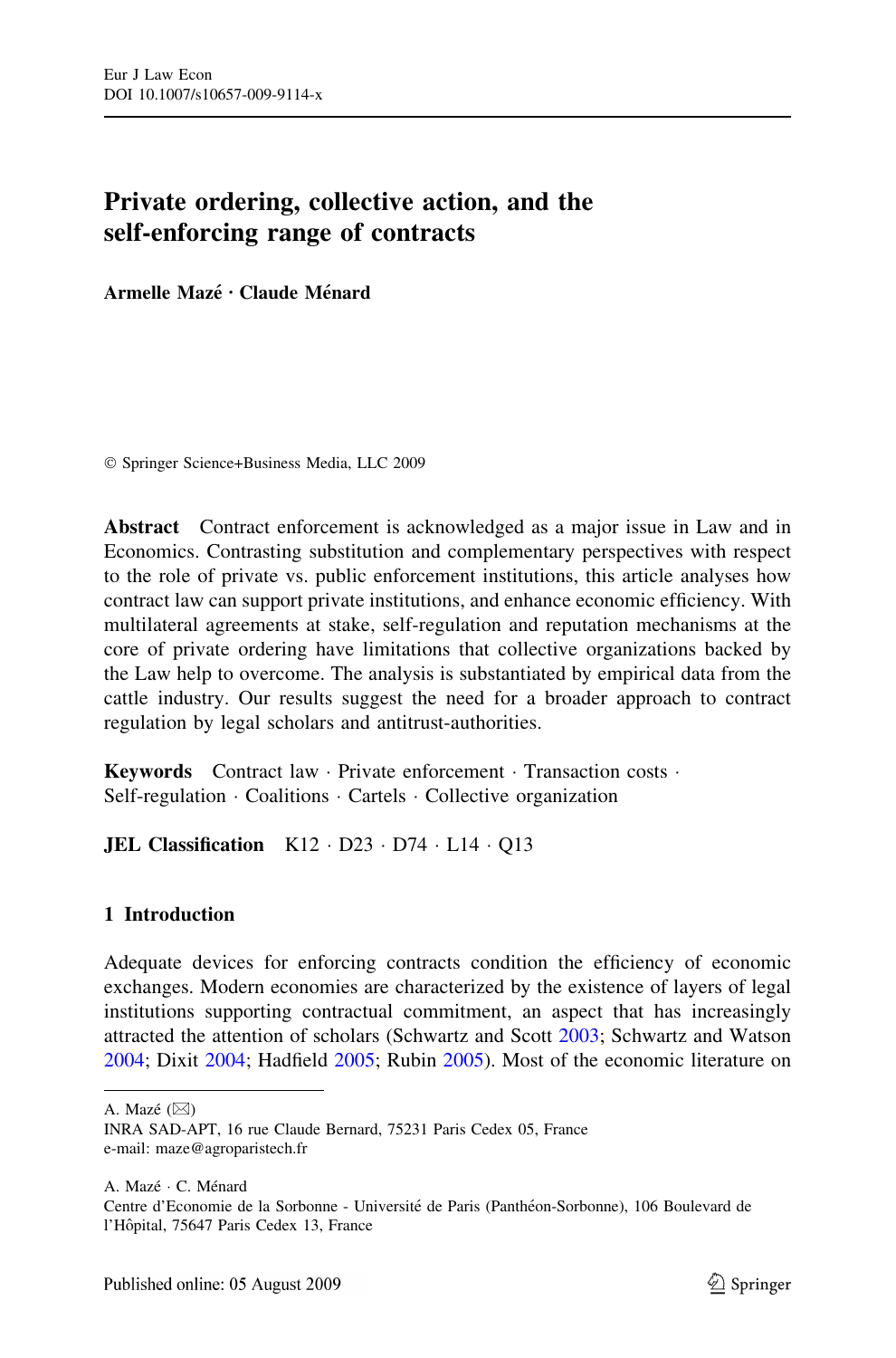# Private ordering, collective action, and the self-enforcing range of contracts

**Armelle Mazé · Claude Ménard**

© Springer Science+Business Media, LLC 2009

**Abstract** Contract enforcement is acknowledged as a major issue in Law and in Economics. Contrasting substitution and complementary perspectives with respect to the role of private vs. public enforcement institutions, this article analyses how contract law can support private institutions, and enhance economic efficiency. With multilateral agreements at stake, self-regulation and reputation mechanisms at the core of private ordering have limitations that collective organizations backed by the Law help to overcome. The analysis is substantiated by empirical data from the cattle industry. Our results suggest the need for a broader approach to contract regulation by legal scholars and antitrust-authorities.

**Keywords** Contract law · Private enforcement · Transaction costs · Self-regulation · Coalitions · Cartels · Collective organization

**JEL Classification** K12 · D23 · D74 · L14 · Q13

## 1 Introduction

Adequate devices for enforcing contracts condition the efficiency of economic exchanges. Modern economies are characterized by the existence of layers of legal institutions supporting contractual commitment, an aspect that has increasingly attracted the attention of scholars (Schwartz and Scott 2003; Schwartz and Watson 2004; Dixit 2004; Hadfield 2005; Rubin 2005). Most of the economic literature on

---

A. Mazé (✉)
INRA SAD-APT, 16 rue Claude Bernard, 75231 Paris Cedex 05, France
e-mail: maze@agroparistech.fr

A. Mazé · C. Ménard
Centre d'Economie de la Sorbonne - Université de Paris (Panthéon-Sorbonne), 106 Boulevard de l'Hôpital, 75647 Paris Cedex 13, France

Published online: 05 August 2009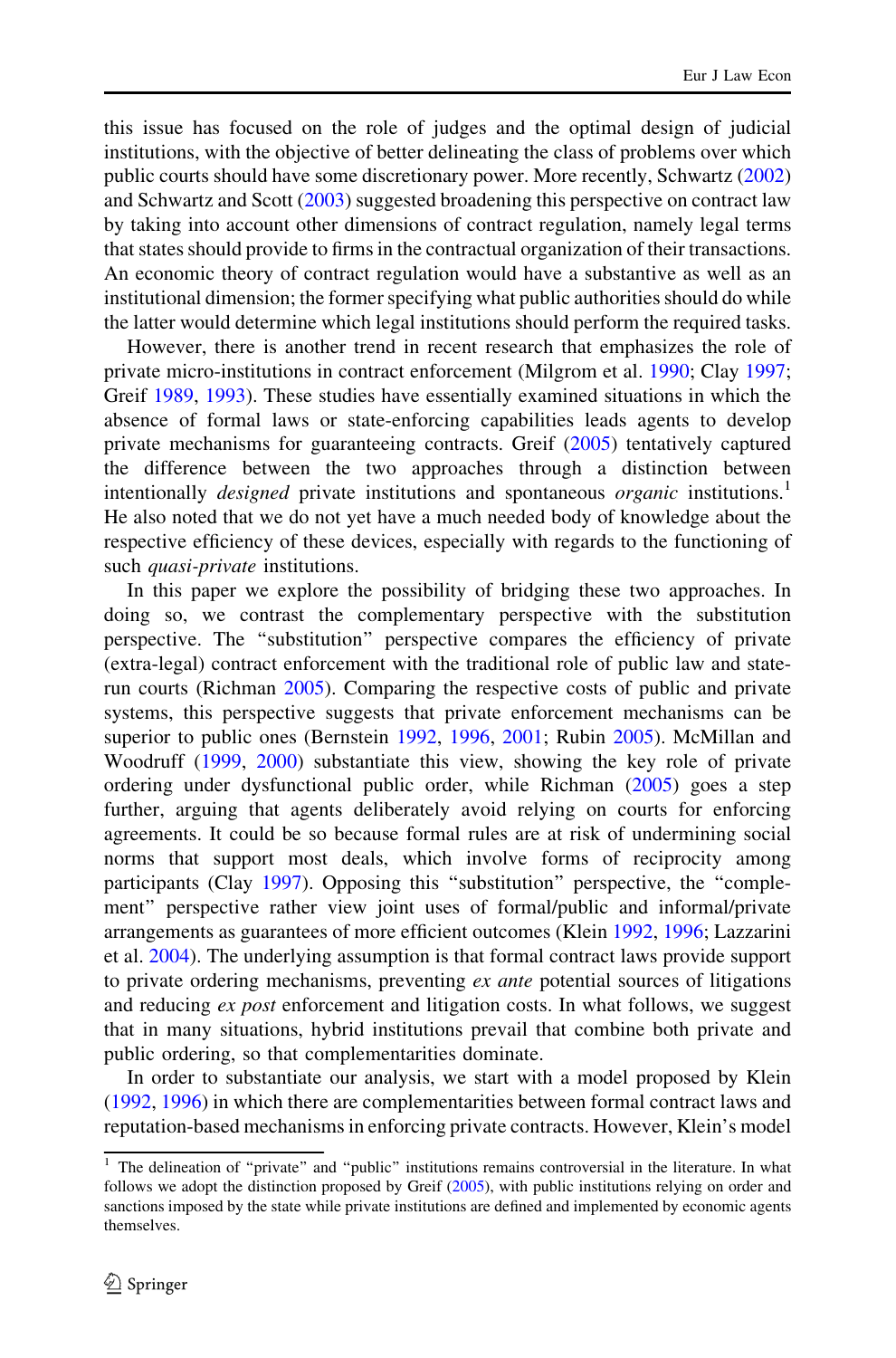this issue has focused on the role of judges and the optimal design of judicial institutions, with the objective of better delineating the class of problems over which public courts should have some discretionary power. More recently, Schwartz (2002) and Schwartz and Scott (2003) suggested broadening this perspective on contract law by taking into account other dimensions of contract regulation, namely legal terms that states should provide to firms in the contractual organization of their transactions. An economic theory of contract regulation would have a substantive as well as an institutional dimension; the former specifying what public authorities should do while the latter would determine which legal institutions should perform the required tasks.

However, there is another trend in recent research that emphasizes the role of private micro-institutions in contract enforcement (Milgrom et al. 1990; Clay 1997; Greif 1989, 1993). These studies have essentially examined situations in which the absence of formal laws or state-enforcing capabilities leads agents to develop private mechanisms for guaranteeing contracts. Greif (2005) tentatively captured the difference between the two approaches through a distinction between intentionally *designed* private institutions and spontaneous *organic* institutions.[1] He also noted that we do not yet have a much needed body of knowledge about the respective efficiency of these devices, especially with regards to the functioning of such *quasi-private* institutions.

In this paper we explore the possibility of bridging these two approaches. In doing so, we contrast the complementary perspective with the substitution perspective. The "substitution" perspective compares the efficiency of private (extra-legal) contract enforcement with the traditional role of public law and state-run courts (Richman 2005). Comparing the respective costs of public and private systems, this perspective suggests that private enforcement mechanisms can be superior to public ones (Bernstein 1992, 1996, 2001; Rubin 2005). McMillan and Woodruff (1999, 2000) substantiate this view, showing the key role of private ordering under dysfunctional public order, while Richman (2005) goes a step further, arguing that agents deliberately avoid relying on courts for enforcing agreements. It could be so because formal rules are at risk of undermining social norms that support most deals, which involve forms of reciprocity among participants (Clay 1997). Opposing this "substitution" perspective, the "complement" perspective rather view joint uses of formal/public and informal/private arrangements as guarantees of more efficient outcomes (Klein 1992, 1996; Lazzarini et al. 2004). The underlying assumption is that formal contract laws provide support to private ordering mechanisms, preventing *ex ante* potential sources of litigations and reducing *ex post* enforcement and litigation costs. In what follows, we suggest that in many situations, hybrid institutions prevail that combine both private and public ordering, so that complementarities dominate.

In order to substantiate our analysis, we start with a model proposed by Klein (1992, 1996) in which there are complementarities between formal contract laws and reputation-based mechanisms in enforcing private contracts. However, Klein's model

[1] The delineation of "private" and "public" institutions remains controversial in the literature. In what follows we adopt the distinction proposed by Greif (2005), with public institutions relying on order and sanctions imposed by the state while private institutions are defined and implemented by economic agents themselves.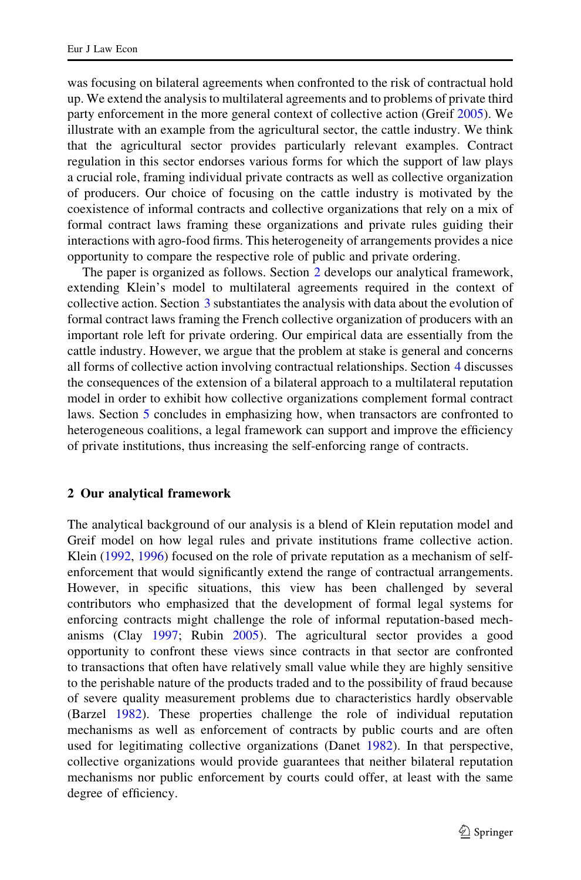was focusing on bilateral agreements when confronted to the risk of contractual hold up. We extend the analysis to multilateral agreements and to problems of private third party enforcement in the more general context of collective action (Greif 2005). We illustrate with an example from the agricultural sector, the cattle industry. We think that the agricultural sector provides particularly relevant examples. Contract regulation in this sector endorses various forms for which the support of law plays a crucial role, framing individual private contracts as well as collective organization of producers. Our choice of focusing on the cattle industry is motivated by the coexistence of informal contracts and collective organizations that rely on a mix of formal contract laws framing these organizations and private rules guiding their interactions with agro-food firms. This heterogeneity of arrangements provides a nice opportunity to compare the respective role of public and private ordering.

The paper is organized as follows. Section 2 develops our analytical framework, extending Klein's model to multilateral agreements required in the context of collective action. Section 3 substantiates the analysis with data about the evolution of formal contract laws framing the French collective organization of producers with an important role left for private ordering. Our empirical data are essentially from the cattle industry. However, we argue that the problem at stake is general and concerns all forms of collective action involving contractual relationships. Section 4 discusses the consequences of the extension of a bilateral approach to a multilateral reputation model in order to exhibit how collective organizations complement formal contract laws. Section 5 concludes in emphasizing how, when transactors are confronted to heterogeneous coalitions, a legal framework can support and improve the efficiency of private institutions, thus increasing the self-enforcing range of contracts.

## 2 Our analytical framework

The analytical background of our analysis is a blend of Klein reputation model and Greif model on how legal rules and private institutions frame collective action. Klein (1992, 1996) focused on the role of private reputation as a mechanism of self-enforcement that would significantly extend the range of contractual arrangements. However, in specific situations, this view has been challenged by several contributors who emphasized that the development of formal legal systems for enforcing contracts might challenge the role of informal reputation-based mechanisms (Clay 1997; Rubin 2005). The agricultural sector provides a good opportunity to confront these views since contracts in that sector are confronted to transactions that often have relatively small value while they are highly sensitive to the perishable nature of the products traded and to the possibility of fraud because of severe quality measurement problems due to characteristics hardly observable (Barzel 1982). These properties challenge the role of individual reputation mechanisms as well as enforcement of contracts by public courts and are often used for legitimating collective organizations (Danet 1982). In that perspective, collective organizations would provide guarantees that neither bilateral reputation mechanisms nor public enforcement by courts could offer, at least with the same degree of efficiency.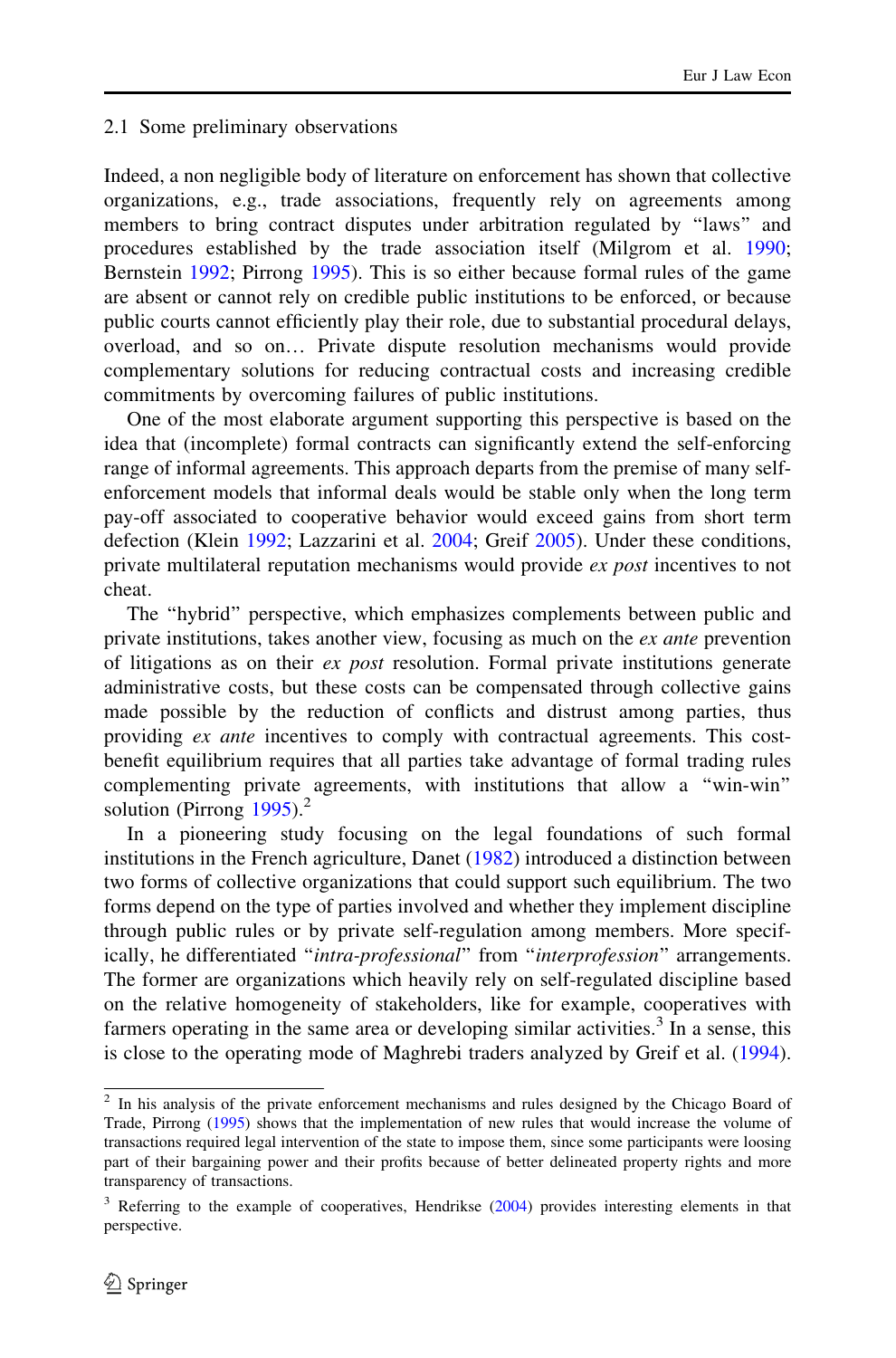### 2.1 Some preliminary observations

Indeed, a non negligible body of literature on enforcement has shown that collective organizations, e.g., trade associations, frequently rely on agreements among members to bring contract disputes under arbitration regulated by "laws" and procedures established by the trade association itself (Milgrom et al. 1990; Bernstein 1992; Pirrong 1995). This is so either because formal rules of the game are absent or cannot rely on credible public institutions to be enforced, or because public courts cannot efficiently play their role, due to substantial procedural delays, overload, and so on… Private dispute resolution mechanisms would provide complementary solutions for reducing contractual costs and increasing credible commitments by overcoming failures of public institutions.

One of the most elaborate argument supporting this perspective is based on the idea that (incomplete) formal contracts can significantly extend the self-enforcing range of informal agreements. This approach departs from the premise of many self-enforcement models that informal deals would be stable only when the long term pay-off associated to cooperative behavior would exceed gains from short term defection (Klein 1992; Lazzarini et al. 2004; Greif 2005). Under these conditions, private multilateral reputation mechanisms would provide *ex post* incentives to not cheat.

The "hybrid" perspective, which emphasizes complements between public and private institutions, takes another view, focusing as much on the *ex ante* prevention of litigations as on their *ex post* resolution. Formal private institutions generate administrative costs, but these costs can be compensated through collective gains made possible by the reduction of conflicts and distrust among parties, thus providing *ex ante* incentives to comply with contractual agreements. This cost-benefit equilibrium requires that all parties take advantage of formal trading rules complementing private agreements, with institutions that allow a "win-win" solution (Pirrong 1995).[2]

In a pioneering study focusing on the legal foundations of such formal institutions in the French agriculture, Danet (1982) introduced a distinction between two forms of collective organizations that could support such equilibrium. The two forms depend on the type of parties involved and whether they implement discipline through public rules or by private self-regulation among members. More specifically, he differentiated "*intra-professional*" from "*interprofession*" arrangements. The former are organizations which heavily rely on self-regulated discipline based on the relative homogeneity of stakeholders, like for example, cooperatives with farmers operating in the same area or developing similar activities.[3] In a sense, this is close to the operating mode of Maghrebi traders analyzed by Greif et al. (1994).

[2] In his analysis of the private enforcement mechanisms and rules designed by the Chicago Board of Trade, Pirrong (1995) shows that the implementation of new rules that would increase the volume of transactions required legal intervention of the state to impose them, since some participants were loosing part of their bargaining power and their profits because of better delineated property rights and more transparency of transactions.

[3] Referring to the example of cooperatives, Hendrikse (2004) provides interesting elements in that perspective.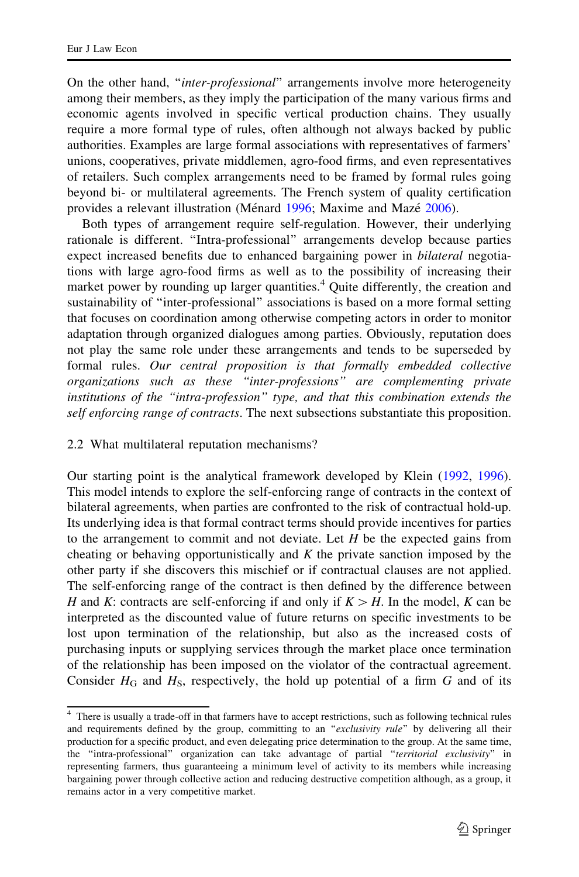On the other hand, "*inter-professional*" arrangements involve more heterogeneity among their members, as they imply the participation of the many various firms and economic agents involved in specific vertical production chains. They usually require a more formal type of rules, often although not always backed by public authorities. Examples are large formal associations with representatives of farmers' unions, cooperatives, private middlemen, agro-food firms, and even representatives of retailers. Such complex arrangements need to be framed by formal rules going beyond bi- or multilateral agreements. The French system of quality certification provides a relevant illustration (Ménard 1996; Maxime and Mazé 2006).

Both types of arrangement require self-regulation. However, their underlying rationale is different. "Intra-professional" arrangements develop because parties expect increased benefits due to enhanced bargaining power in *bilateral* negotiations with large agro-food firms as well as to the possibility of increasing their market power by rounding up larger quantities.[4] Quite differently, the creation and sustainability of "inter-professional" associations is based on a more formal setting that focuses on coordination among otherwise competing actors in order to monitor adaptation through organized dialogues among parties. Obviously, reputation does not play the same role under these arrangements and tends to be superseded by formal rules. *Our central proposition is that formally embedded collective organizations such as these "inter-professions" are complementing private institutions of the "intra-profession" type, and that this combination extends the self enforcing range of contracts*. The next subsections substantiate this proposition.

### 2.2 What multilateral reputation mechanisms?

Our starting point is the analytical framework developed by Klein (1992, 1996). This model intends to explore the self-enforcing range of contracts in the context of bilateral agreements, when parties are confronted to the risk of contractual hold-up. Its underlying idea is that formal contract terms should provide incentives for parties to the arrangement to commit and not deviate. Let $H$ be the expected gains from cheating or behaving opportunistically and $K$ the private sanction imposed by the other party if she discovers this mischief or if contractual clauses are not applied. The self-enforcing range of the contract is then defined by the difference between $H$ and $K$: contracts are self-enforcing if and only if $K > H$. In the model, $K$ can be interpreted as the discounted value of future returns on specific investments to be lost upon termination of the relationship, but also as the increased costs of purchasing inputs or supplying services through the market place once termination of the relationship has been imposed on the violator of the contractual agreement. Consider $H_G$ and $H_S$, respectively, the hold up potential of a firm $G$ and of its

[4] There is usually a trade-off in that farmers have to accept restrictions, such as following technical rules and requirements defined by the group, committing to an "*exclusivity rule*" by delivering all their production for a specific product, and even delegating price determination to the group. At the same time, the "intra-professional" organization can take advantage of partial "*territorial exclusivity*" in representing farmers, thus guaranteeing a minimum level of activity to its members while increasing bargaining power through collective action and reducing destructive competition although, as a group, it remains actor in a very competitive market.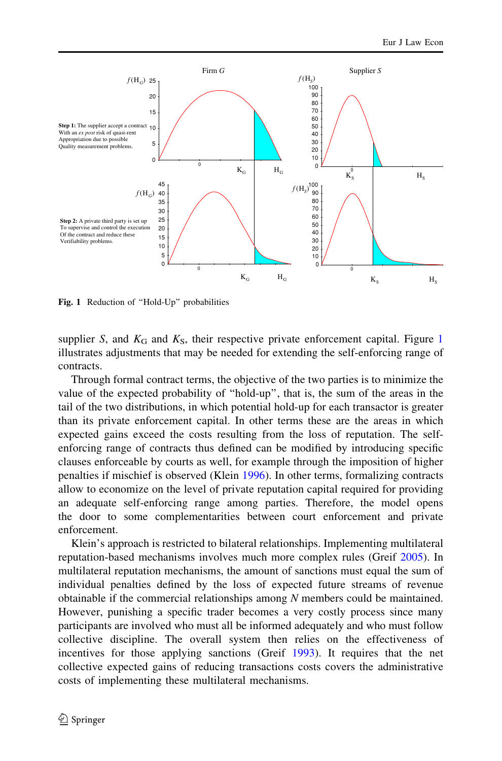**Step 1:** The supplier accept a contract With an *ex post* risk of quasi-rent Appropriation due to possible Quality measurement problems.

**Step 2:** A private third party is set up To supervise and control the execution Of the contract and reduce these Verifiability problems.

**Fig. 1** Reduction of "Hold-Up" probabilities

supplier *S*, and $K_G$ and $K_S$, their respective private enforcement capital. Figure 1 illustrates adjustments that may be needed for extending the self-enforcing range of contracts.

Through formal contract terms, the objective of the two parties is to minimize the value of the expected probability of "hold-up", that is, the sum of the areas in the tail of the two distributions, in which potential hold-up for each transactor is greater than its private enforcement capital. In other terms these are the areas in which expected gains exceed the costs resulting from the loss of reputation. The self-enforcing range of contracts thus defined can be modified by introducing specific clauses enforceable by courts as well, for example through the imposition of higher penalties if mischief is observed (Klein 1996). In other terms, formalizing contracts allow to economize on the level of private reputation capital required for providing an adequate self-enforcing range among parties. Therefore, the model opens the door to some complementarities between court enforcement and private enforcement.

Klein's approach is restricted to bilateral relationships. Implementing multilateral reputation-based mechanisms involves much more complex rules (Greif 2005). In multilateral reputation mechanisms, the amount of sanctions must equal the sum of individual penalties defined by the loss of expected future streams of revenue obtainable if the commercial relationships among *N* members could be maintained. However, punishing a specific trader becomes a very costly process since many participants are involved who must all be informed adequately and who must follow collective discipline. The overall system then relies on the effectiveness of incentives for those applying sanctions (Greif 1993). It requires that the net collective expected gains of reducing transactions costs covers the administrative costs of implementing these multilateral mechanisms.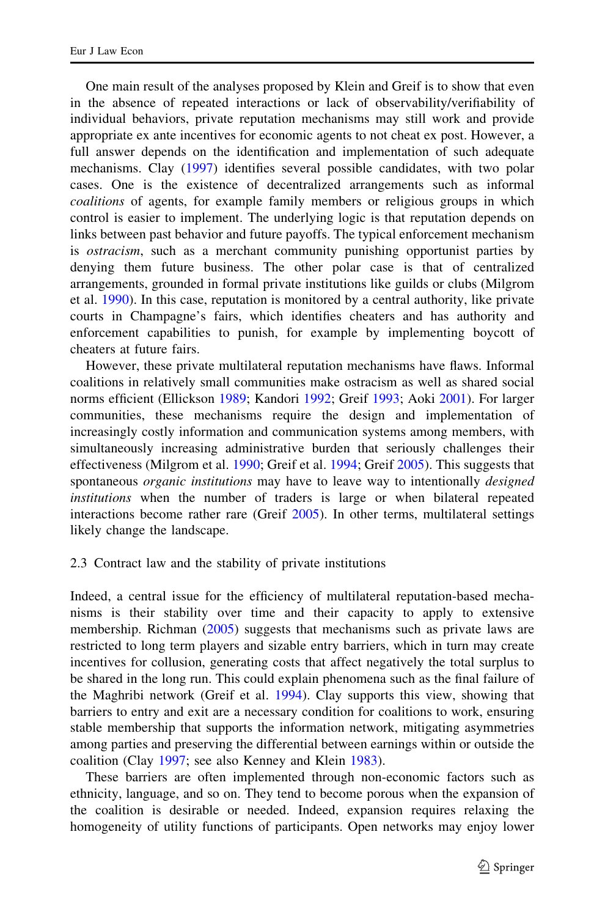One main result of the analyses proposed by Klein and Greif is to show that even in the absence of repeated interactions or lack of observability/verifiability of individual behaviors, private reputation mechanisms may still work and provide appropriate ex ante incentives for economic agents to not cheat ex post. However, a full answer depends on the identification and implementation of such adequate mechanisms. Clay (1997) identifies several possible candidates, with two polar cases. One is the existence of decentralized arrangements such as informal *coalitions* of agents, for example family members or religious groups in which control is easier to implement. The underlying logic is that reputation depends on links between past behavior and future payoffs. The typical enforcement mechanism is *ostracism*, such as a merchant community punishing opportunist parties by denying them future business. The other polar case is that of centralized arrangements, grounded in formal private institutions like guilds or clubs (Milgrom et al. 1990). In this case, reputation is monitored by a central authority, like private courts in Champagne's fairs, which identifies cheaters and has authority and enforcement capabilities to punish, for example by implementing boycott of cheaters at future fairs.

However, these private multilateral reputation mechanisms have flaws. Informal coalitions in relatively small communities make ostracism as well as shared social norms efficient (Ellickson 1989; Kandori 1992; Greif 1993; Aoki 2001). For larger communities, these mechanisms require the design and implementation of increasingly costly information and communication systems among members, with simultaneously increasing administrative burden that seriously challenges their effectiveness (Milgrom et al. 1990; Greif et al. 1994; Greif 2005). This suggests that spontaneous *organic institutions* may have to leave way to intentionally *designed institutions* when the number of traders is large or when bilateral repeated interactions become rather rare (Greif 2005). In other terms, multilateral settings likely change the landscape.

### 2.3 Contract law and the stability of private institutions

Indeed, a central issue for the efficiency of multilateral reputation-based mechanisms is their stability over time and their capacity to apply to extensive membership. Richman (2005) suggests that mechanisms such as private laws are restricted to long term players and sizable entry barriers, which in turn may create incentives for collusion, generating costs that affect negatively the total surplus to be shared in the long run. This could explain phenomena such as the final failure of the Maghribi network (Greif et al. 1994). Clay supports this view, showing that barriers to entry and exit are a necessary condition for coalitions to work, ensuring stable membership that supports the information network, mitigating asymmetries among parties and preserving the differential between earnings within or outside the coalition (Clay 1997; see also Kenney and Klein 1983).

These barriers are often implemented through non-economic factors such as ethnicity, language, and so on. They tend to become porous when the expansion of the coalition is desirable or needed. Indeed, expansion requires relaxing the homogeneity of utility functions of participants. Open networks may enjoy lower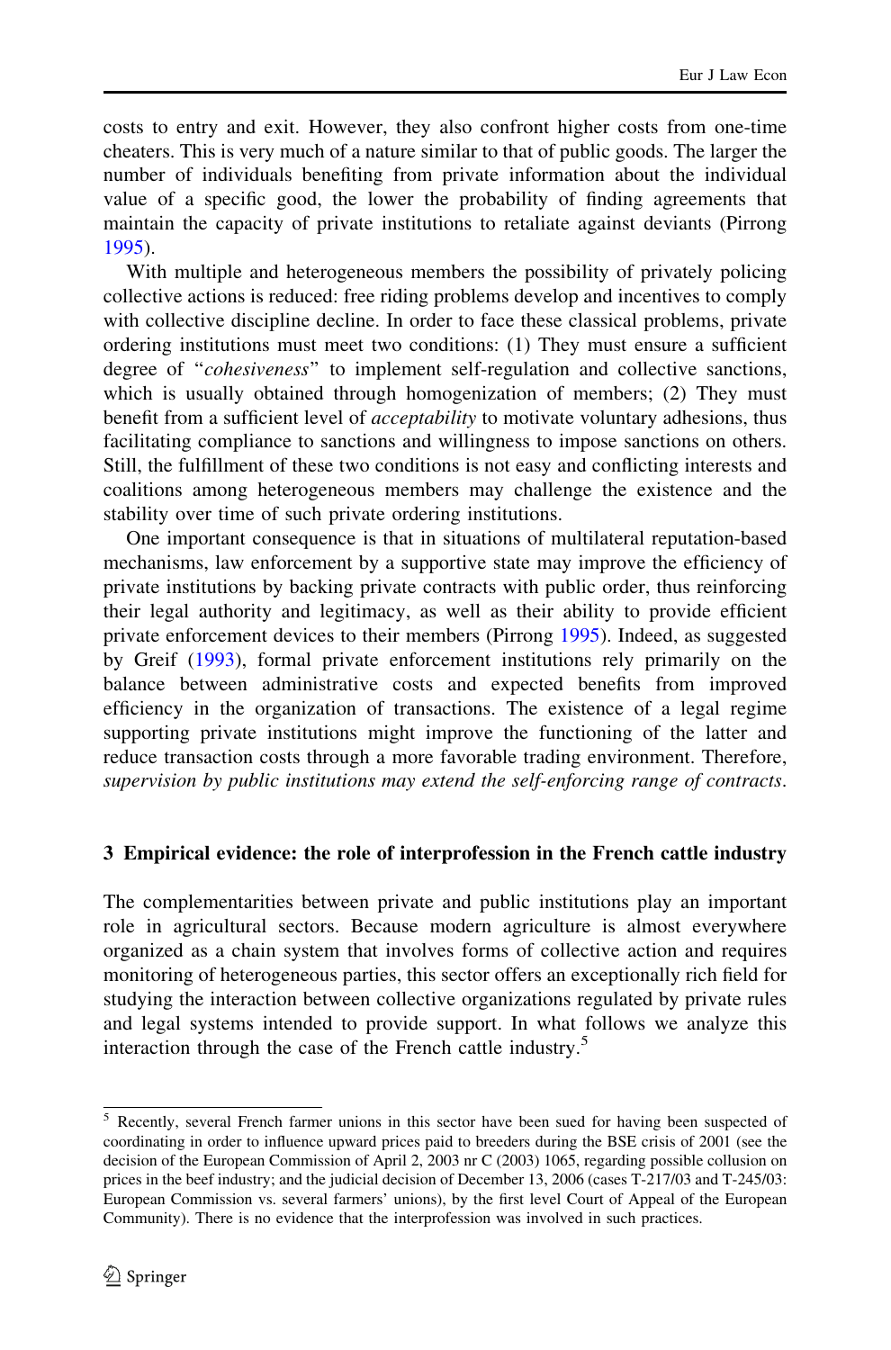costs to entry and exit. However, they also confront higher costs from one-time cheaters. This is very much of a nature similar to that of public goods. The larger the number of individuals benefiting from private information about the individual value of a specific good, the lower the probability of finding agreements that maintain the capacity of private institutions to retaliate against deviants (Pirrong 1995).

With multiple and heterogeneous members the possibility of privately policing collective actions is reduced: free riding problems develop and incentives to comply with collective discipline decline. In order to face these classical problems, private ordering institutions must meet two conditions: (1) They must ensure a sufficient degree of "*cohesiveness*" to implement self-regulation and collective sanctions, which is usually obtained through homogenization of members; (2) They must benefit from a sufficient level of *acceptability* to motivate voluntary adhesions, thus facilitating compliance to sanctions and willingness to impose sanctions on others. Still, the fulfillment of these two conditions is not easy and conflicting interests and coalitions among heterogeneous members may challenge the existence and the stability over time of such private ordering institutions.

One important consequence is that in situations of multilateral reputation-based mechanisms, law enforcement by a supportive state may improve the efficiency of private institutions by backing private contracts with public order, thus reinforcing their legal authority and legitimacy, as well as their ability to provide efficient private enforcement devices to their members (Pirrong 1995). Indeed, as suggested by Greif (1993), formal private enforcement institutions rely primarily on the balance between administrative costs and expected benefits from improved efficiency in the organization of transactions. The existence of a legal regime supporting private institutions might improve the functioning of the latter and reduce transaction costs through a more favorable trading environment. Therefore, *supervision by public institutions may extend the self-enforcing range of contracts*.

## 3 Empirical evidence: the role of interprofession in the French cattle industry

The complementarities between private and public institutions play an important role in agricultural sectors. Because modern agriculture is almost everywhere organized as a chain system that involves forms of collective action and requires monitoring of heterogeneous parties, this sector offers an exceptionally rich field for studying the interaction between collective organizations regulated by private rules and legal systems intended to provide support. In what follows we analyze this interaction through the case of the French cattle industry.[5]

[5] Recently, several French farmer unions in this sector have been sued for having been suspected of coordinating in order to influence upward prices paid to breeders during the BSE crisis of 2001 (see the decision of the European Commission of April 2, 2003 nr C (2003) 1065, regarding possible collusion on prices in the beef industry; and the judicial decision of December 13, 2006 (cases T-217/03 and T-245/03: European Commission vs. several farmers' unions), by the first level Court of Appeal of the European Community). There is no evidence that the interprofession was involved in such practices.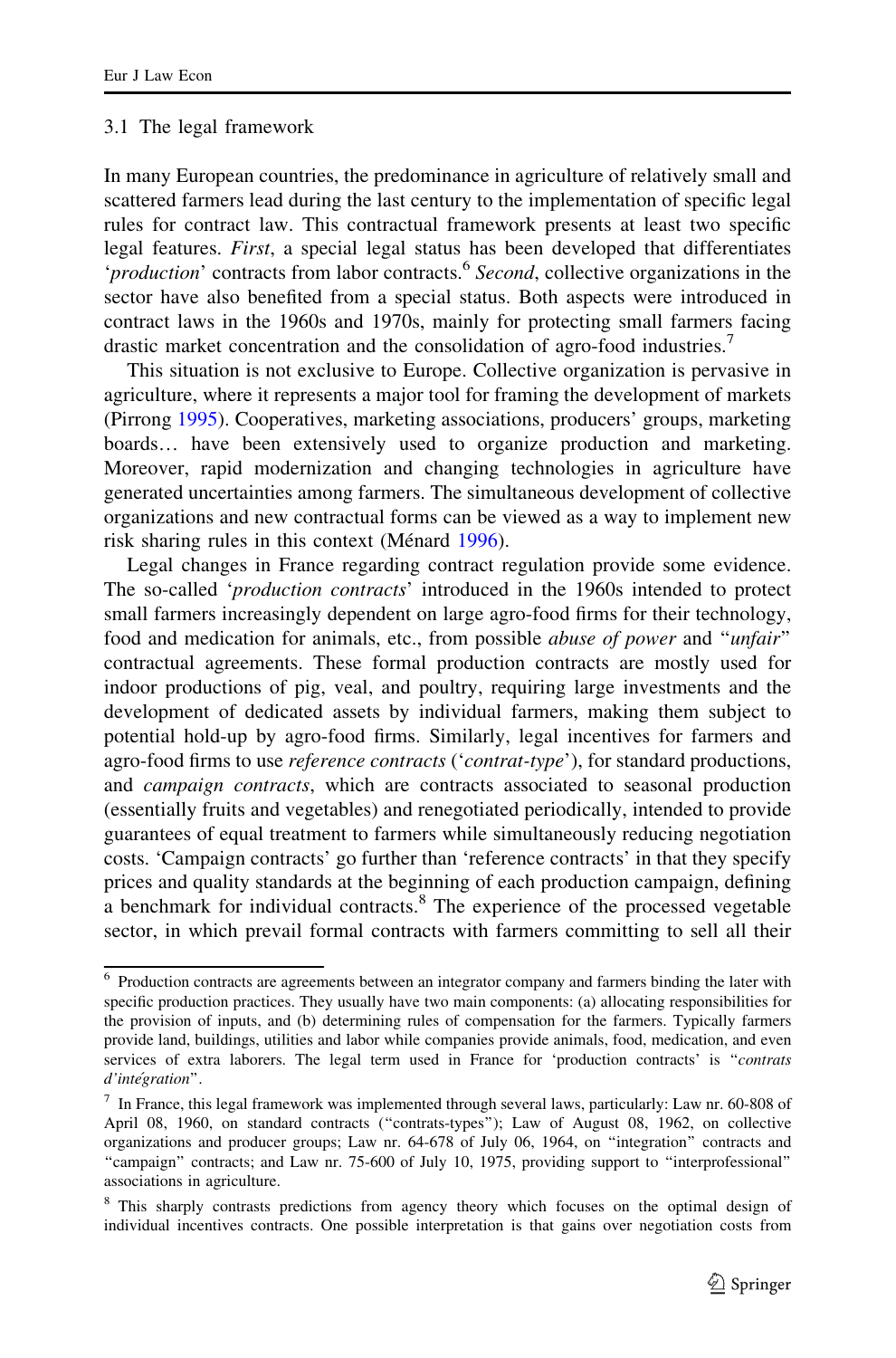### 3.1 The legal framework

In many European countries, the predominance in agriculture of relatively small and scattered farmers lead during the last century to the implementation of specific legal rules for contract law. This contractual framework presents at least two specific legal features. *First*, a special legal status has been developed that differentiates '*production*' contracts from labor contracts.[6] *Second*, collective organizations in the sector have also benefited from a special status. Both aspects were introduced in contract laws in the 1960s and 1970s, mainly for protecting small farmers facing drastic market concentration and the consolidation of agro-food industries.[7]

This situation is not exclusive to Europe. Collective organization is pervasive in agriculture, where it represents a major tool for framing the development of markets (Pirrong 1995). Cooperatives, marketing associations, producers' groups, marketing boards… have been extensively used to organize production and marketing. Moreover, rapid modernization and changing technologies in agriculture have generated uncertainties among farmers. The simultaneous development of collective organizations and new contractual forms can be viewed as a way to implement new risk sharing rules in this context (Ménard 1996).

Legal changes in France regarding contract regulation provide some evidence. The so-called '*production contracts*' introduced in the 1960s intended to protect small farmers increasingly dependent on large agro-food firms for their technology, food and medication for animals, etc., from possible *abuse of power* and "*unfair*" contractual agreements. These formal production contracts are mostly used for indoor productions of pig, veal, and poultry, requiring large investments and the development of dedicated assets by individual farmers, making them subject to potential hold-up by agro-food firms. Similarly, legal incentives for farmers and agro-food firms to use *reference contracts* ('*contrat-type*'), for standard productions, and *campaign contracts*, which are contracts associated to seasonal production (essentially fruits and vegetables) and renegotiated periodically, intended to provide guarantees of equal treatment to farmers while simultaneously reducing negotiation costs. 'Campaign contracts' go further than 'reference contracts' in that they specify prices and quality standards at the beginning of each production campaign, defining a benchmark for individual contracts.[8] The experience of the processed vegetable sector, in which prevail formal contracts with farmers committing to sell all their

---

[6] Production contracts are agreements between an integrator company and farmers binding the later with specific production practices. They usually have two main components: (a) allocating responsibilities for the provision of inputs, and (b) determining rules of compensation for the farmers. Typically farmers provide land, buildings, utilities and labor while companies provide animals, food, medication, and even services of extra laborers. The legal term used in France for 'production contracts' is "*contrats d'intégration*".

[7] In France, this legal framework was implemented through several laws, particularly: Law nr. 60-808 of April 08, 1960, on standard contracts ("contrats-types"); Law of August 08, 1962, on collective organizations and producer groups; Law nr. 64-678 of July 06, 1964, on "integration" contracts and "campaign" contracts; and Law nr. 75-600 of July 10, 1975, providing support to "interprofessional" associations in agriculture.

[8] This sharply contrasts predictions from agency theory which focuses on the optimal design of individual incentives contracts. One possible interpretation is that gains over negotiation costs from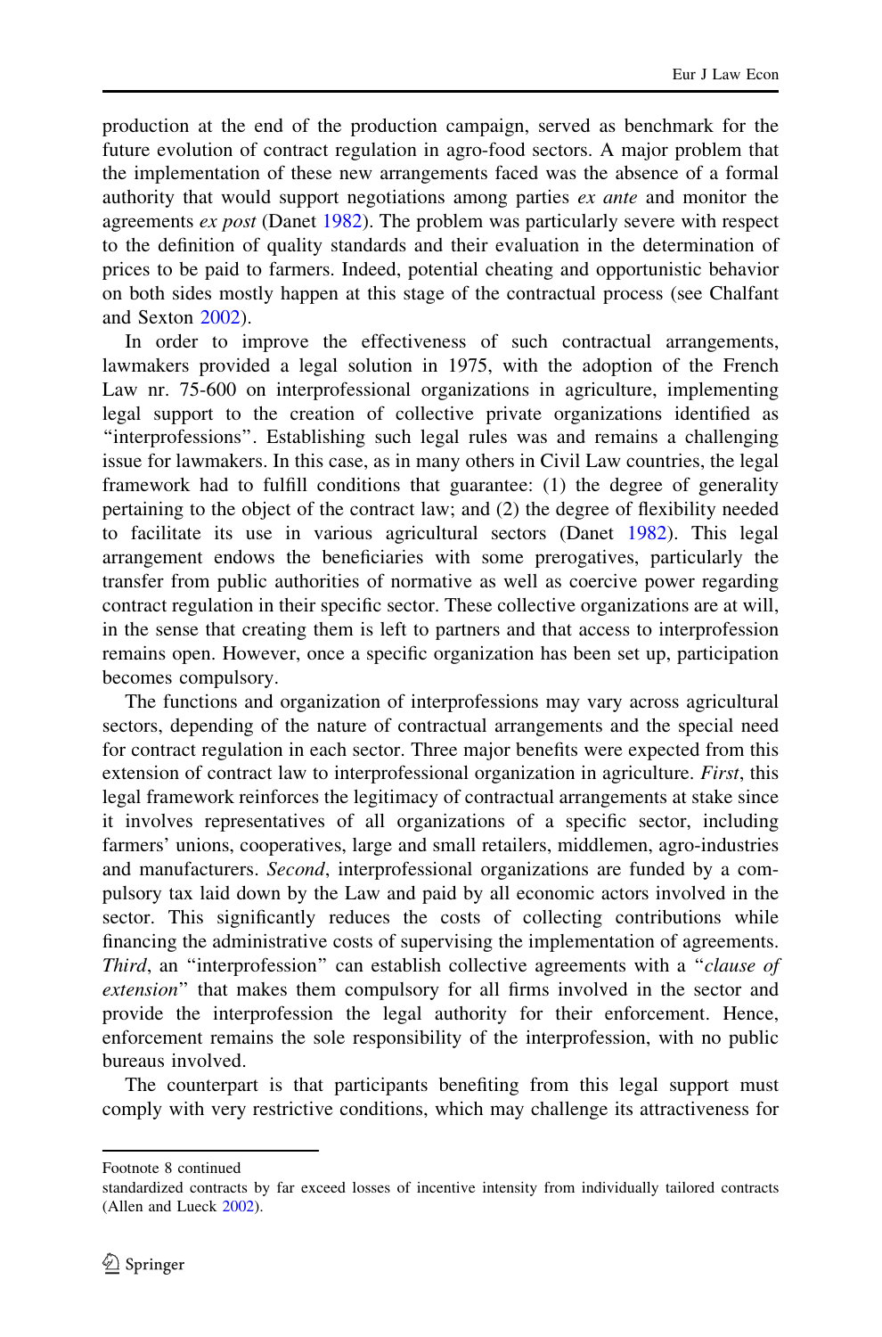production at the end of the production campaign, served as benchmark for the future evolution of contract regulation in agro-food sectors. A major problem that the implementation of these new arrangements faced was the absence of a formal authority that would support negotiations among parties *ex ante* and monitor the agreements *ex post* (Danet 1982). The problem was particularly severe with respect to the definition of quality standards and their evaluation in the determination of prices to be paid to farmers. Indeed, potential cheating and opportunistic behavior on both sides mostly happen at this stage of the contractual process (see Chalfant and Sexton 2002).

In order to improve the effectiveness of such contractual arrangements, lawmakers provided a legal solution in 1975, with the adoption of the French Law nr. 75-600 on interprofessional organizations in agriculture, implementing legal support to the creation of collective private organizations identified as "interprofessions". Establishing such legal rules was and remains a challenging issue for lawmakers. In this case, as in many others in Civil Law countries, the legal framework had to fulfill conditions that guarantee: (1) the degree of generality pertaining to the object of the contract law; and (2) the degree of flexibility needed to facilitate its use in various agricultural sectors (Danet 1982). This legal arrangement endows the beneficiaries with some prerogatives, particularly the transfer from public authorities of normative as well as coercive power regarding contract regulation in their specific sector. These collective organizations are at will, in the sense that creating them is left to partners and that access to interprofession remains open. However, once a specific organization has been set up, participation becomes compulsory.

The functions and organization of interprofessions may vary across agricultural sectors, depending of the nature of contractual arrangements and the special need for contract regulation in each sector. Three major benefits were expected from this extension of contract law to interprofessional organization in agriculture. *First*, this legal framework reinforces the legitimacy of contractual arrangements at stake since it involves representatives of all organizations of a specific sector, including farmers' unions, cooperatives, large and small retailers, middlemen, agro-industries and manufacturers. *Second*, interprofessional organizations are funded by a compulsory tax laid down by the Law and paid by all economic actors involved in the sector. This significantly reduces the costs of collecting contributions while financing the administrative costs of supervising the implementation of agreements. *Third*, an "interprofession" can establish collective agreements with a "*clause of extension*" that makes them compulsory for all firms involved in the sector and provide the interprofession the legal authority for their enforcement. Hence, enforcement remains the sole responsibility of the interprofession, with no public bureaus involved.

The counterpart is that participants benefiting from this legal support must comply with very restrictive conditions, which may challenge its attractiveness for

---

Footnote 8 continued

standardized contracts by far exceed losses of incentive intensity from individually tailored contracts (Allen and Lueck 2002).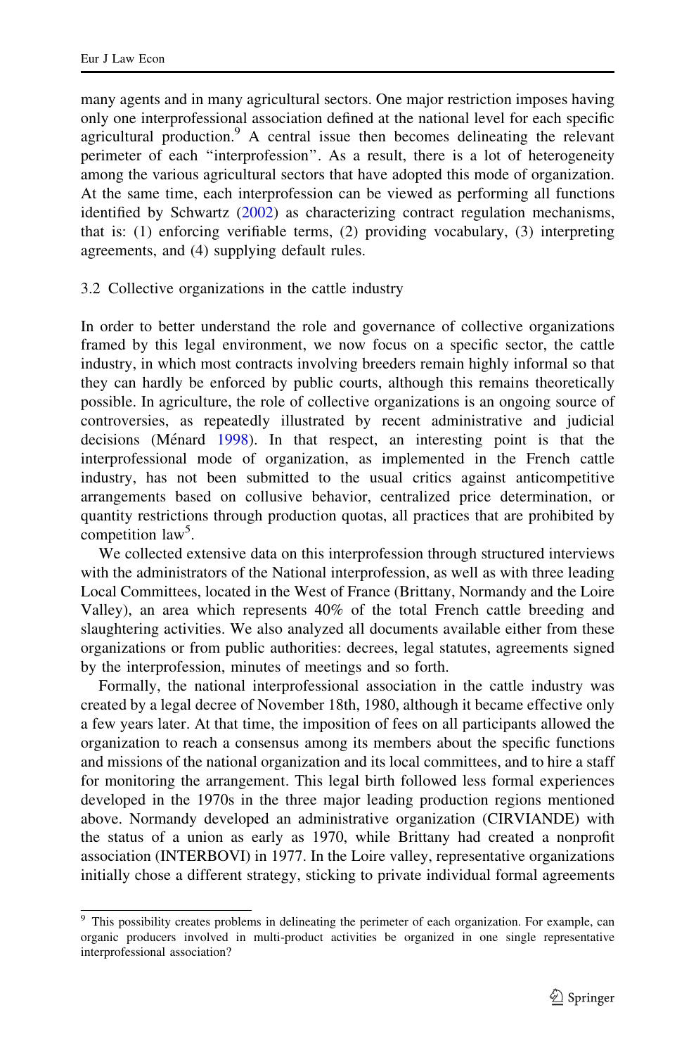many agents and in many agricultural sectors. One major restriction imposes having only one interprofessional association defined at the national level for each specific agricultural production.[9] A central issue then becomes delineating the relevant perimeter of each "interprofession". As a result, there is a lot of heterogeneity among the various agricultural sectors that have adopted this mode of organization. At the same time, each interprofession can be viewed as performing all functions identified by Schwartz (2002) as characterizing contract regulation mechanisms, that is: (1) enforcing verifiable terms, (2) providing vocabulary, (3) interpreting agreements, and (4) supplying default rules.

### 3.2 Collective organizations in the cattle industry

In order to better understand the role and governance of collective organizations framed by this legal environment, we now focus on a specific sector, the cattle industry, in which most contracts involving breeders remain highly informal so that they can hardly be enforced by public courts, although this remains theoretically possible. In agriculture, the role of collective organizations is an ongoing source of controversies, as repeatedly illustrated by recent administrative and judicial decisions (Ménard 1998). In that respect, an interesting point is that the interprofessional mode of organization, as implemented in the French cattle industry, has not been submitted to the usual critics against anticompetitive arrangements based on collusive behavior, centralized price determination, or quantity restrictions through production quotas, all practices that are prohibited by competition law[5].

We collected extensive data on this interprofession through structured interviews with the administrators of the National interprofession, as well as with three leading Local Committees, located in the West of France (Brittany, Normandy and the Loire Valley), an area which represents 40% of the total French cattle breeding and slaughtering activities. We also analyzed all documents available either from these organizations or from public authorities: decrees, legal statutes, agreements signed by the interprofession, minutes of meetings and so forth.

Formally, the national interprofessional association in the cattle industry was created by a legal decree of November 18th, 1980, although it became effective only a few years later. At that time, the imposition of fees on all participants allowed the organization to reach a consensus among its members about the specific functions and missions of the national organization and its local committees, and to hire a staff for monitoring the arrangement. This legal birth followed less formal experiences developed in the 1970s in the three major leading production regions mentioned above. Normandy developed an administrative organization (CIRVIANDE) with the status of a union as early as 1970, while Brittany had created a nonprofit association (INTERBOVI) in 1977. In the Loire valley, representative organizations initially chose a different strategy, sticking to private individual formal agreements

---

[9] This possibility creates problems in delineating the perimeter of each organization. For example, can organic producers involved in multi-product activities be organized in one single representative interprofessional association?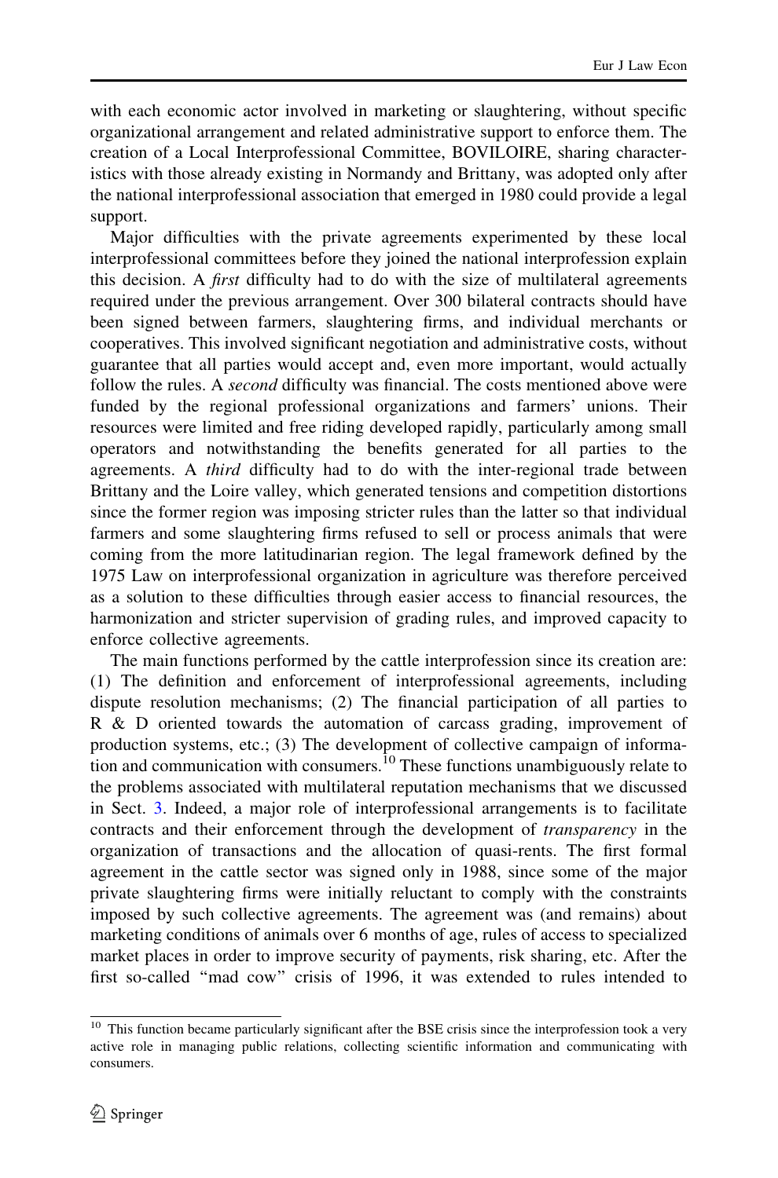with each economic actor involved in marketing or slaughtering, without specific organizational arrangement and related administrative support to enforce them. The creation of a Local Interprofessional Committee, BOVILOIRE, sharing characteristics with those already existing in Normandy and Brittany, was adopted only after the national interprofessional association that emerged in 1980 could provide a legal support.

Major difficulties with the private agreements experimented by these local interprofessional committees before they joined the national interprofession explain this decision. A *first* difficulty had to do with the size of multilateral agreements required under the previous arrangement. Over 300 bilateral contracts should have been signed between farmers, slaughtering firms, and individual merchants or cooperatives. This involved significant negotiation and administrative costs, without guarantee that all parties would accept and, even more important, would actually follow the rules. A *second* difficulty was financial. The costs mentioned above were funded by the regional professional organizations and farmers' unions. Their resources were limited and free riding developed rapidly, particularly among small operators and notwithstanding the benefits generated for all parties to the agreements. A *third* difficulty had to do with the inter-regional trade between Brittany and the Loire valley, which generated tensions and competition distortions since the former region was imposing stricter rules than the latter so that individual farmers and some slaughtering firms refused to sell or process animals that were coming from the more latitudinarian region. The legal framework defined by the 1975 Law on interprofessional organization in agriculture was therefore perceived as a solution to these difficulties through easier access to financial resources, the harmonization and stricter supervision of grading rules, and improved capacity to enforce collective agreements.

The main functions performed by the cattle interprofession since its creation are: (1) The definition and enforcement of interprofessional agreements, including dispute resolution mechanisms; (2) The financial participation of all parties to R & D oriented towards the automation of carcass grading, improvement of production systems, etc.; (3) The development of collective campaign of information and communication with consumers.[10] These functions unambiguously relate to the problems associated with multilateral reputation mechanisms that we discussed in Sect. 3. Indeed, a major role of interprofessional arrangements is to facilitate contracts and their enforcement through the development of *transparency* in the organization of transactions and the allocation of quasi-rents. The first formal agreement in the cattle sector was signed only in 1988, since some of the major private slaughtering firms were initially reluctant to comply with the constraints imposed by such collective agreements. The agreement was (and remains) about marketing conditions of animals over 6 months of age, rules of access to specialized market places in order to improve security of payments, risk sharing, etc. After the first so-called "mad cow" crisis of 1996, it was extended to rules intended to

[10] This function became particularly significant after the BSE crisis since the interprofession took a very active role in managing public relations, collecting scientific information and communicating with consumers.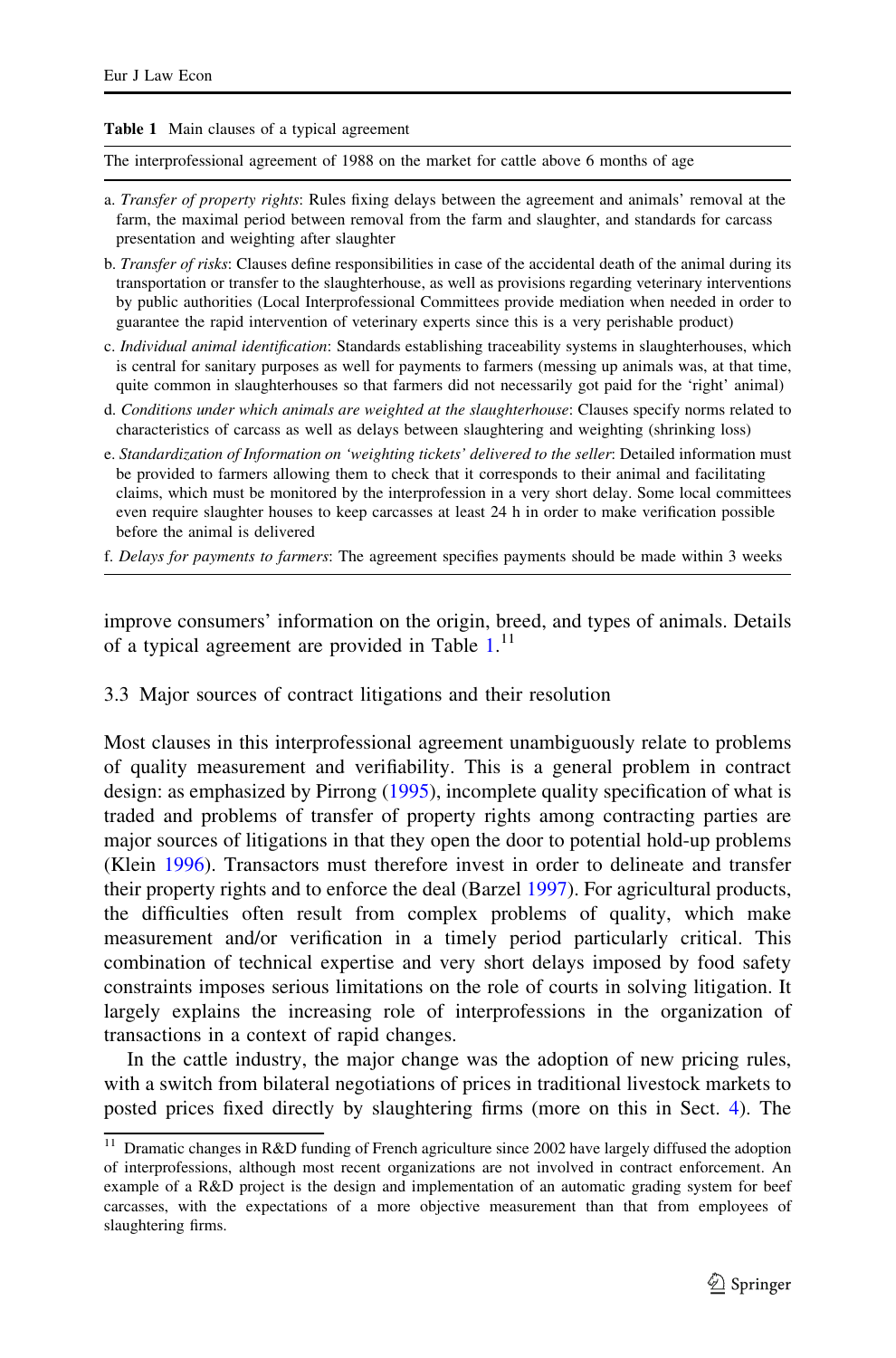**Table 1** Main clauses of a typical agreement

| The interprofessional agreement of 1988 on the market for cattle above 6 months of age |
|---|
| a. *Transfer of property rights*: Rules fixing delays between the agreement and animals' removal at the farm, the maximal period between removal from the farm and slaughter, and standards for carcass presentation and weighting after slaughter |
| b. *Transfer of risks*: Clauses define responsibilities in case of the accidental death of the animal during its transportation or transfer to the slaughterhouse, as well as provisions regarding veterinary interventions by public authorities (Local Interprofessional Committees provide mediation when needed in order to guarantee the rapid intervention of veterinary experts since this is a very perishable product) |
| c. *Individual animal identification*: Standards establishing traceability systems in slaughterhouses, which is central for sanitary purposes as well for payments to farmers (messing up animals was, at that time, quite common in slaughterhouses so that farmers did not necessarily got paid for the 'right' animal) |
| d. *Conditions under which animals are weighted at the slaughterhouse*: Clauses specify norms related to characteristics of carcass as well as delays between slaughtering and weighting (shrinking loss) |
| e. *Standardization of Information on 'weighting tickets' delivered to the seller*: Detailed information must be provided to farmers allowing them to check that it corresponds to their animal and facilitating claims, which must be monitored by the interprofession in a very short delay. Some local committees even require slaughter houses to keep carcasses at least 24 h in order to make verification possible before the animal is delivered |
| f. *Delays for payments to farmers*: The agreement specifies payments should be made within 3 weeks |

improve consumers' information on the origin, breed, and types of animals. Details of a typical agreement are provided in Table 1.[11]

### 3.3 Major sources of contract litigations and their resolution

Most clauses in this interprofessional agreement unambiguously relate to problems of quality measurement and verifiability. This is a general problem in contract design: as emphasized by Pirrong (1995), incomplete quality specification of what is traded and problems of transfer of property rights among contracting parties are major sources of litigations in that they open the door to potential hold-up problems (Klein 1996). Transactors must therefore invest in order to delineate and transfer their property rights and to enforce the deal (Barzel 1997). For agricultural products, the difficulties often result from complex problems of quality, which make measurement and/or verification in a timely period particularly critical. This combination of technical expertise and very short delays imposed by food safety constraints imposes serious limitations on the role of courts in solving litigation. It largely explains the increasing role of interprofessions in the organization of transactions in a context of rapid changes.

In the cattle industry, the major change was the adoption of new pricing rules, with a switch from bilateral negotiations of prices in traditional livestock markets to posted prices fixed directly by slaughtering firms (more on this in Sect. 4). The

[11] Dramatic changes in R&D funding of French agriculture since 2002 have largely diffused the adoption of interprofessions, although most recent organizations are not involved in contract enforcement. An example of a R&D project is the design and implementation of an automatic grading system for beef carcasses, with the expectations of a more objective measurement than that from employees of slaughtering firms.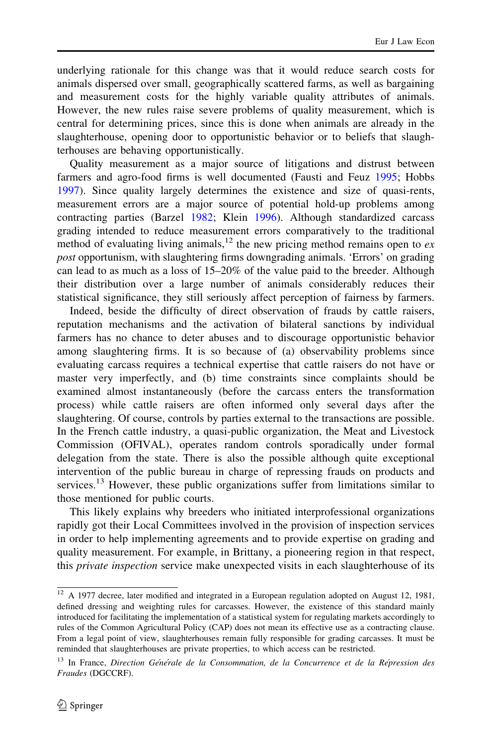underlying rationale for this change was that it would reduce search costs for animals dispersed over small, geographically scattered farms, as well as bargaining and measurement costs for the highly variable quality attributes of animals. However, the new rules raise severe problems of quality measurement, which is central for determining prices, since this is done when animals are already in the slaughterhouse, opening door to opportunistic behavior or to beliefs that slaughterhouses are behaving opportunistically.

Quality measurement as a major source of litigations and distrust between farmers and agro-food firms is well documented (Fausti and Feuz 1995; Hobbs 1997). Since quality largely determines the existence and size of quasi-rents, measurement errors are a major source of potential hold-up problems among contracting parties (Barzel 1982; Klein 1996). Although standardized carcass grading intended to reduce measurement errors comparatively to the traditional method of evaluating living animals,[12] the new pricing method remains open to *ex post* opportunism, with slaughtering firms downgrading animals. 'Errors' on grading can lead to as much as a loss of 15–20% of the value paid to the breeder. Although their distribution over a large number of animals considerably reduces their statistical significance, they still seriously affect perception of fairness by farmers.

Indeed, beside the difficulty of direct observation of frauds by cattle raisers, reputation mechanisms and the activation of bilateral sanctions by individual farmers has no chance to deter abuses and to discourage opportunistic behavior among slaughtering firms. It is so because of (a) observability problems since evaluating carcass requires a technical expertise that cattle raisers do not have or master very imperfectly, and (b) time constraints since complaints should be examined almost instantaneously (before the carcass enters the transformation process) while cattle raisers are often informed only several days after the slaughtering. Of course, controls by parties external to the transactions are possible. In the French cattle industry, a quasi-public organization, the Meat and Livestock Commission (OFIVAL), operates random controls sporadically under formal delegation from the state. There is also the possible although quite exceptional intervention of the public bureau in charge of repressing frauds on products and services.[13] However, these public organizations suffer from limitations similar to those mentioned for public courts.

This likely explains why breeders who initiated interprofessional organizations rapidly got their Local Committees involved in the provision of inspection services in order to help implementing agreements and to provide expertise on grading and quality measurement. For example, in Brittany, a pioneering region in that respect, this *private inspection* service make unexpected visits in each slaughterhouse of its

[12] A 1977 decree, later modified and integrated in a European regulation adopted on August 12, 1981, defined dressing and weighting rules for carcasses. However, the existence of this standard mainly introduced for facilitating the implementation of a statistical system for regulating markets accordingly to rules of the Common Agricultural Policy (CAP) does not mean its effective use as a contracting clause. From a legal point of view, slaughterhouses remain fully responsible for grading carcasses. It must be reminded that slaughterhouses are private properties, to which access can be restricted.

[13] In France, *Direction Générale de la Consommation, de la Concurrence et de la Répression des Fraudes* (DGCCRF).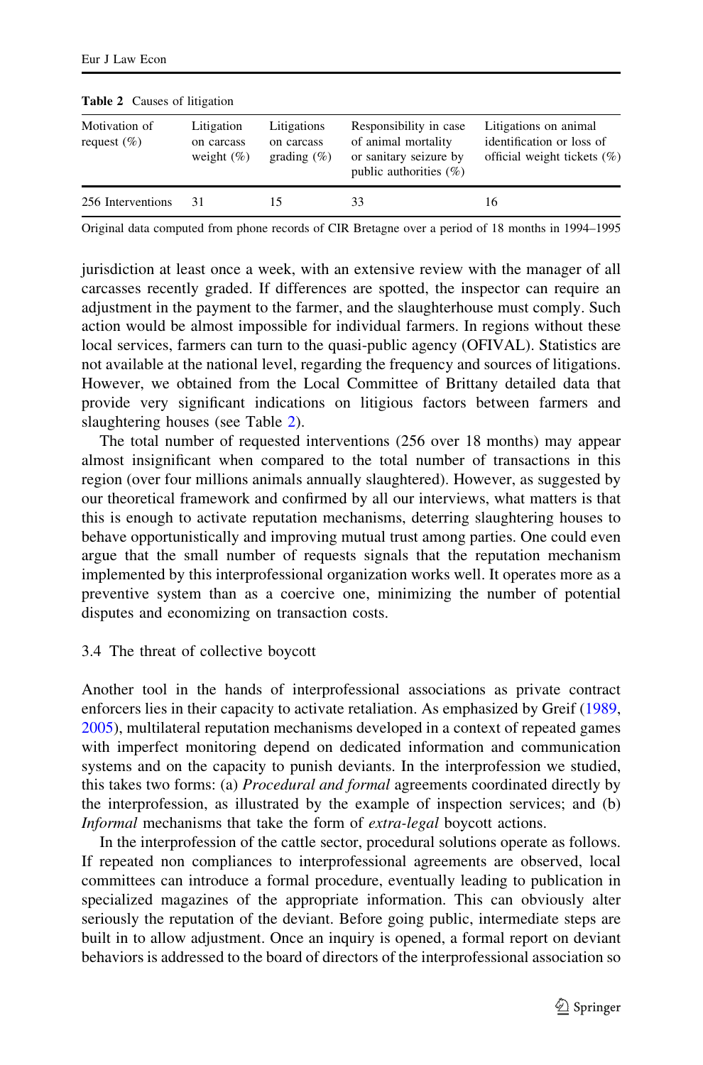Table 2 Causes of litigation

| Motivation of request (%) | Litigation on carcass weight (%) | Litigations on carcass grading (%) | Responsibility in case of animal mortality or sanitary seizure by public authorities (%) | Litigations on animal identification or loss of official weight tickets (%) |
|---|---|---|---|---|
| 256 Interventions | 31 | 15 | 33 | 16 |

Original data computed from phone records of CIR Bretagne over a period of 18 months in 1994–1995

jurisdiction at least once a week, with an extensive review with the manager of all carcasses recently graded. If differences are spotted, the inspector can require an adjustment in the payment to the farmer, and the slaughterhouse must comply. Such action would be almost impossible for individual farmers. In regions without these local services, farmers can turn to the quasi-public agency (OFIVAL). Statistics are not available at the national level, regarding the frequency and sources of litigations. However, we obtained from the Local Committee of Brittany detailed data that provide very significant indications on litigious factors between farmers and slaughtering houses (see Table 2).

The total number of requested interventions (256 over 18 months) may appear almost insignificant when compared to the total number of transactions in this region (over four millions animals annually slaughtered). However, as suggested by our theoretical framework and confirmed by all our interviews, what matters is that this is enough to activate reputation mechanisms, deterring slaughtering houses to behave opportunistically and improving mutual trust among parties. One could even argue that the small number of requests signals that the reputation mechanism implemented by this interprofessional organization works well. It operates more as a preventive system than as a coercive one, minimizing the number of potential disputes and economizing on transaction costs.

### 3.4 The threat of collective boycott

Another tool in the hands of interprofessional associations as private contract enforcers lies in their capacity to activate retaliation. As emphasized by Greif (1989, 2005), multilateral reputation mechanisms developed in a context of repeated games with imperfect monitoring depend on dedicated information and communication systems and on the capacity to punish deviants. In the interprofession we studied, this takes two forms: (a) *Procedural and formal* agreements coordinated directly by the interprofession, as illustrated by the example of inspection services; and (b) *Informal* mechanisms that take the form of *extra-legal* boycott actions.

In the interprofession of the cattle sector, procedural solutions operate as follows. If repeated non compliances to interprofessional agreements are observed, local committees can introduce a formal procedure, eventually leading to publication in specialized magazines of the appropriate information. This can obviously alter seriously the reputation of the deviant. Before going public, intermediate steps are built in to allow adjustment. Once an inquiry is opened, a formal report on deviant behaviors is addressed to the board of directors of the interprofessional association so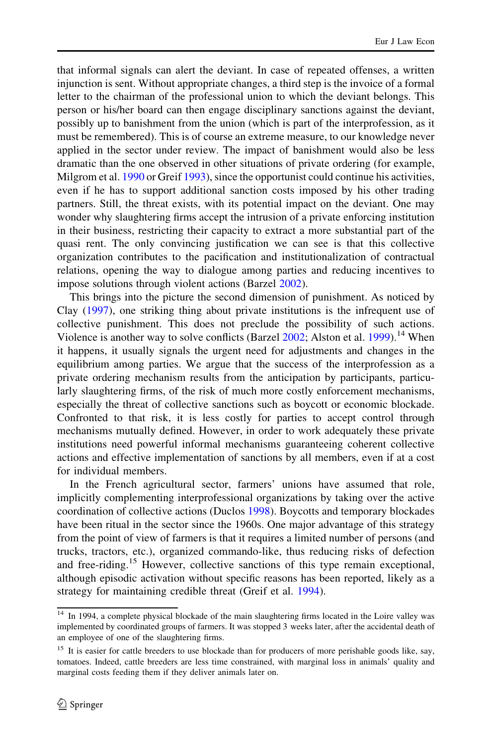that informal signals can alert the deviant. In case of repeated offenses, a written injunction is sent. Without appropriate changes, a third step is the invoice of a formal letter to the chairman of the professional union to which the deviant belongs. This person or his/her board can then engage disciplinary sanctions against the deviant, possibly up to banishment from the union (which is part of the interprofession, as it must be remembered). This is of course an extreme measure, to our knowledge never applied in the sector under review. The impact of banishment would also be less dramatic than the one observed in other situations of private ordering (for example, Milgrom et al. 1990 or Greif 1993), since the opportunist could continue his activities, even if he has to support additional sanction costs imposed by his other trading partners. Still, the threat exists, with its potential impact on the deviant. One may wonder why slaughtering firms accept the intrusion of a private enforcing institution in their business, restricting their capacity to extract a more substantial part of the quasi rent. The only convincing justification we can see is that this collective organization contributes to the pacification and institutionalization of contractual relations, opening the way to dialogue among parties and reducing incentives to impose solutions through violent actions (Barzel 2002).

This brings into the picture the second dimension of punishment. As noticed by Clay (1997), one striking thing about private institutions is the infrequent use of collective punishment. This does not preclude the possibility of such actions. Violence is another way to solve conflicts (Barzel 2002; Alston et al. 1999).[14] When it happens, it usually signals the urgent need for adjustments and changes in the equilibrium among parties. We argue that the success of the interprofession as a private ordering mechanism results from the anticipation by participants, particularly slaughtering firms, of the risk of much more costly enforcement mechanisms, especially the threat of collective sanctions such as boycott or economic blockade. Confronted to that risk, it is less costly for parties to accept control through mechanisms mutually defined. However, in order to work adequately these private institutions need powerful informal mechanisms guaranteeing coherent collective actions and effective implementation of sanctions by all members, even if at a cost for individual members.

In the French agricultural sector, farmers' unions have assumed that role, implicitly complementing interprofessional organizations by taking over the active coordination of collective actions (Duclos 1998). Boycotts and temporary blockades have been ritual in the sector since the 1960s. One major advantage of this strategy from the point of view of farmers is that it requires a limited number of persons (and trucks, tractors, etc.), organized commando-like, thus reducing risks of defection and free-riding.[15] However, collective sanctions of this type remain exceptional, although episodic activation without specific reasons has been reported, likely as a strategy for maintaining credible threat (Greif et al. 1994).

---

[14] In 1994, a complete physical blockade of the main slaughtering firms located in the Loire valley was implemented by coordinated groups of farmers. It was stopped 3 weeks later, after the accidental death of an employee of one of the slaughtering firms.

[15] It is easier for cattle breeders to use blockade than for producers of more perishable goods like, say, tomatoes. Indeed, cattle breeders are less time constrained, with marginal loss in animals' quality and marginal costs feeding them if they deliver animals later on.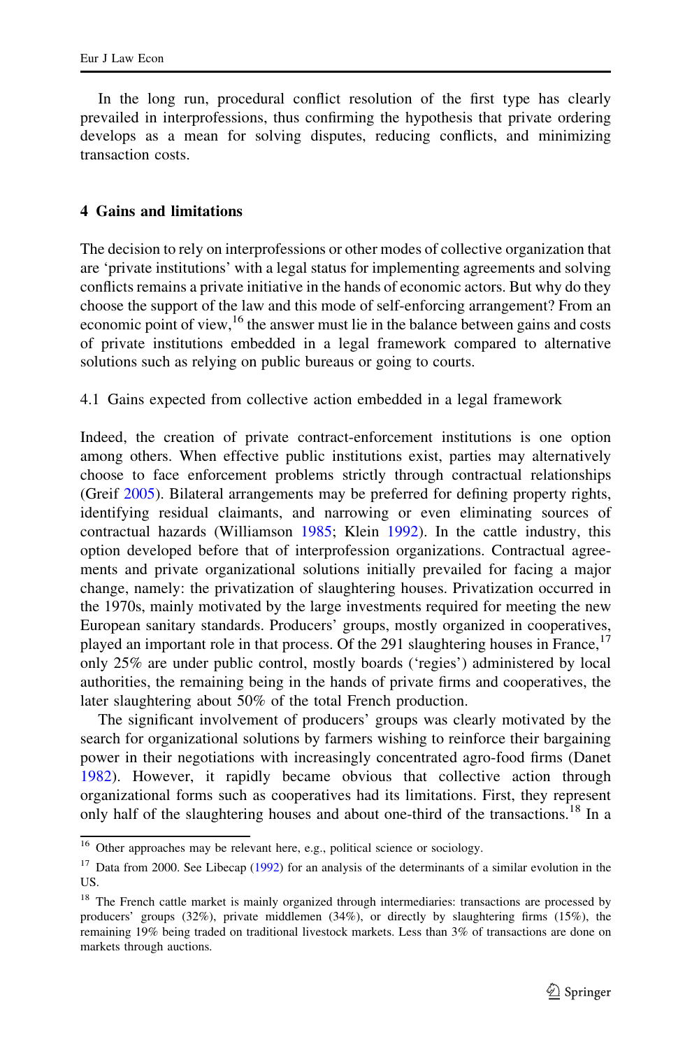In the long run, procedural conflict resolution of the first type has clearly prevailed in interprofessions, thus confirming the hypothesis that private ordering develops as a mean for solving disputes, reducing conflicts, and minimizing transaction costs.

## 4 Gains and limitations

The decision to rely on interprofessions or other modes of collective organization that are 'private institutions' with a legal status for implementing agreements and solving conflicts remains a private initiative in the hands of economic actors. But why do they choose the support of the law and this mode of self-enforcing arrangement? From an economic point of view,[16] the answer must lie in the balance between gains and costs of private institutions embedded in a legal framework compared to alternative solutions such as relying on public bureaus or going to courts.

### 4.1 Gains expected from collective action embedded in a legal framework

Indeed, the creation of private contract-enforcement institutions is one option among others. When effective public institutions exist, parties may alternatively choose to face enforcement problems strictly through contractual relationships (Greif 2005). Bilateral arrangements may be preferred for defining property rights, identifying residual claimants, and narrowing or even eliminating sources of contractual hazards (Williamson 1985; Klein 1992). In the cattle industry, this option developed before that of interprofession organizations. Contractual agreements and private organizational solutions initially prevailed for facing a major change, namely: the privatization of slaughtering houses. Privatization occurred in the 1970s, mainly motivated by the large investments required for meeting the new European sanitary standards. Producers' groups, mostly organized in cooperatives, played an important role in that process. Of the 291 slaughtering houses in France,[17] only 25% are under public control, mostly boards ('regies') administered by local authorities, the remaining being in the hands of private firms and cooperatives, the later slaughtering about 50% of the total French production.

The significant involvement of producers' groups was clearly motivated by the search for organizational solutions by farmers wishing to reinforce their bargaining power in their negotiations with increasingly concentrated agro-food firms (Danet 1982). However, it rapidly became obvious that collective action through organizational forms such as cooperatives had its limitations. First, they represent only half of the slaughtering houses and about one-third of the transactions.[18] In a

---

[16] Other approaches may be relevant here, e.g., political science or sociology.

[17] Data from 2000. See Libecap (1992) for an analysis of the determinants of a similar evolution in the US.

[18] The French cattle market is mainly organized through intermediaries: transactions are processed by producers' groups (32%), private middlemen (34%), or directly by slaughtering firms (15%), the remaining 19% being traded on traditional livestock markets. Less than 3% of transactions are done on markets through auctions.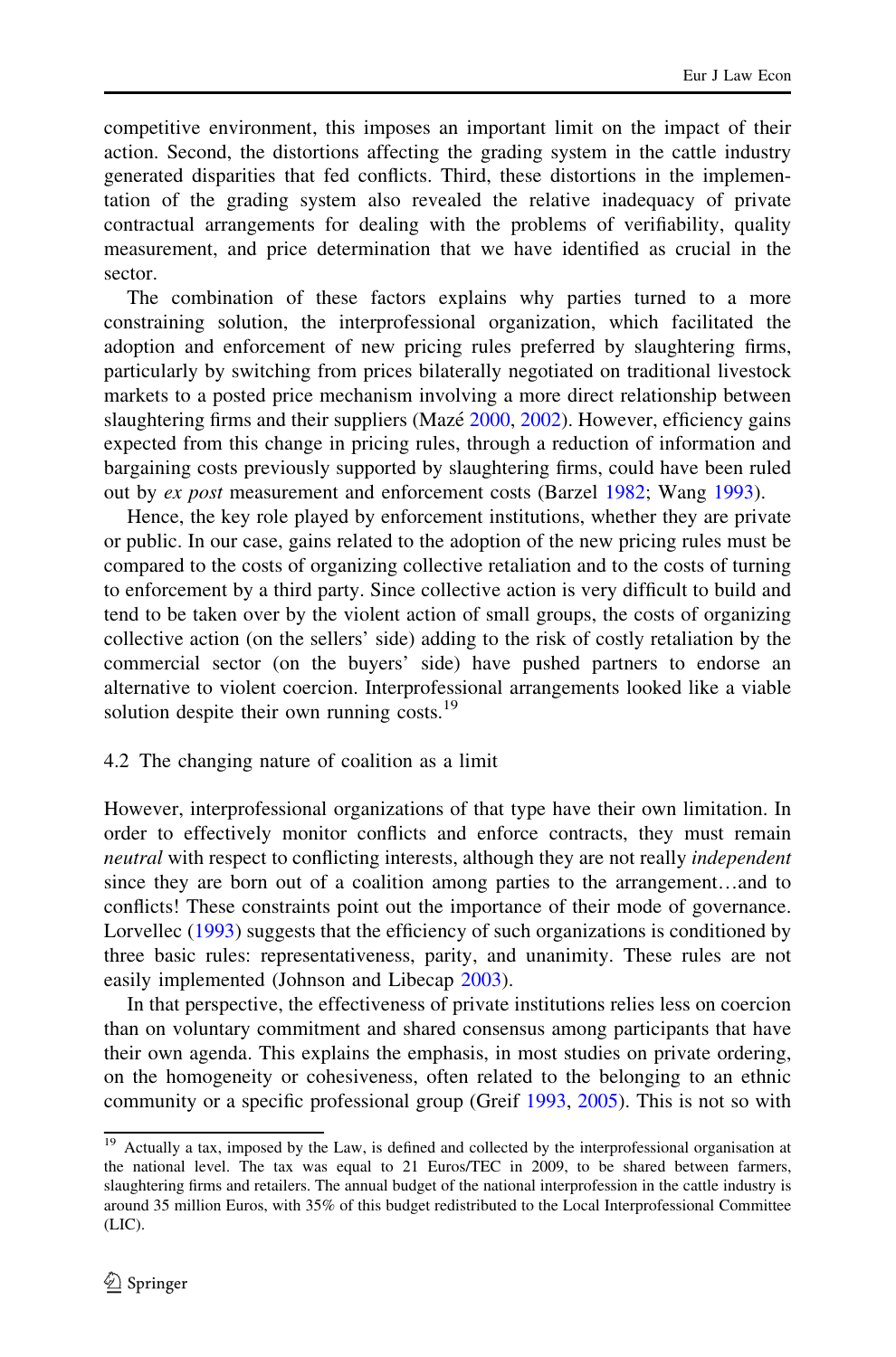competitive environment, this imposes an important limit on the impact of their action. Second, the distortions affecting the grading system in the cattle industry generated disparities that fed conflicts. Third, these distortions in the implementation of the grading system also revealed the relative inadequacy of private contractual arrangements for dealing with the problems of verifiability, quality measurement, and price determination that we have identified as crucial in the sector.

The combination of these factors explains why parties turned to a more constraining solution, the interprofessional organization, which facilitated the adoption and enforcement of new pricing rules preferred by slaughtering firms, particularly by switching from prices bilaterally negotiated on traditional livestock markets to a posted price mechanism involving a more direct relationship between slaughtering firms and their suppliers (Mazé 2000, 2002). However, efficiency gains expected from this change in pricing rules, through a reduction of information and bargaining costs previously supported by slaughtering firms, could have been ruled out by *ex post* measurement and enforcement costs (Barzel 1982; Wang 1993).

Hence, the key role played by enforcement institutions, whether they are private or public. In our case, gains related to the adoption of the new pricing rules must be compared to the costs of organizing collective retaliation and to the costs of turning to enforcement by a third party. Since collective action is very difficult to build and tend to be taken over by the violent action of small groups, the costs of organizing collective action (on the sellers' side) adding to the risk of costly retaliation by the commercial sector (on the buyers' side) have pushed partners to endorse an alternative to violent coercion. Interprofessional arrangements looked like a viable solution despite their own running costs.[19]

### 4.2 The changing nature of coalition as a limit

However, interprofessional organizations of that type have their own limitation. In order to effectively monitor conflicts and enforce contracts, they must remain *neutral* with respect to conflicting interests, although they are not really *independent* since they are born out of a coalition among parties to the arrangement…and to conflicts! These constraints point out the importance of their mode of governance. Lorvellec (1993) suggests that the efficiency of such organizations is conditioned by three basic rules: representativeness, parity, and unanimity. These rules are not easily implemented (Johnson and Libecap 2003).

In that perspective, the effectiveness of private institutions relies less on coercion than on voluntary commitment and shared consensus among participants that have their own agenda. This explains the emphasis, in most studies on private ordering, on the homogeneity or cohesiveness, often related to the belonging to an ethnic community or a specific professional group (Greif 1993, 2005). This is not so with

---

[19] Actually a tax, imposed by the Law, is defined and collected by the interprofessional organisation at the national level. The tax was equal to 21 Euros/TEC in 2009, to be shared between farmers, slaughtering firms and retailers. The annual budget of the national interprofession in the cattle industry is around 35 million Euros, with 35% of this budget redistributed to the Local Interprofessional Committee (LIC).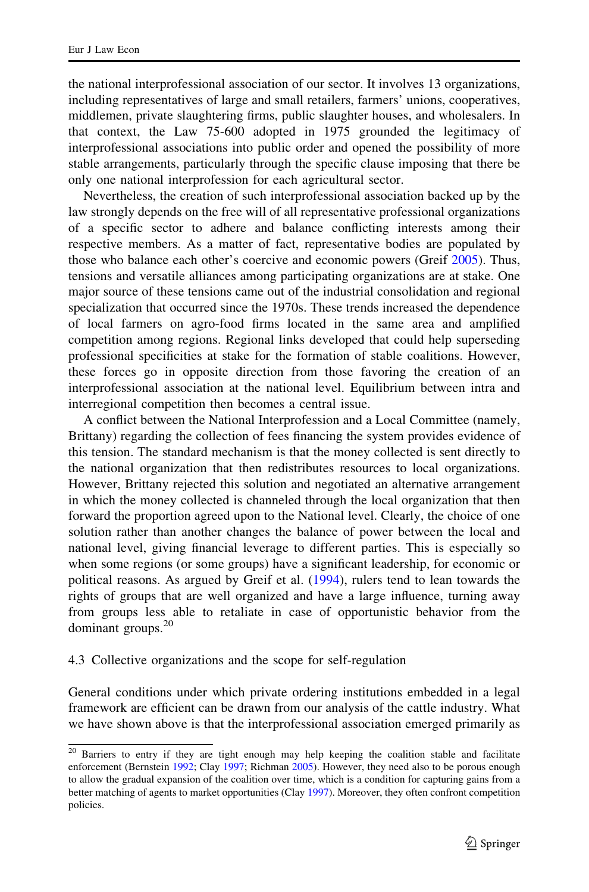the national interprofessional association of our sector. It involves 13 organizations, including representatives of large and small retailers, farmers' unions, cooperatives, middlemen, private slaughtering firms, public slaughter houses, and wholesalers. In that context, the Law 75-600 adopted in 1975 grounded the legitimacy of interprofessional associations into public order and opened the possibility of more stable arrangements, particularly through the specific clause imposing that there be only one national interprofession for each agricultural sector.

Nevertheless, the creation of such interprofessional association backed up by the law strongly depends on the free will of all representative professional organizations of a specific sector to adhere and balance conflicting interests among their respective members. As a matter of fact, representative bodies are populated by those who balance each other's coercive and economic powers (Greif 2005). Thus, tensions and versatile alliances among participating organizations are at stake. One major source of these tensions came out of the industrial consolidation and regional specialization that occurred since the 1970s. These trends increased the dependence of local farmers on agro-food firms located in the same area and amplified competition among regions. Regional links developed that could help superseding professional specificities at stake for the formation of stable coalitions. However, these forces go in opposite direction from those favoring the creation of an interprofessional association at the national level. Equilibrium between intra and interregional competition then becomes a central issue.

A conflict between the National Interprofession and a Local Committee (namely, Brittany) regarding the collection of fees financing the system provides evidence of this tension. The standard mechanism is that the money collected is sent directly to the national organization that then redistributes resources to local organizations. However, Brittany rejected this solution and negotiated an alternative arrangement in which the money collected is channeled through the local organization that then forward the proportion agreed upon to the National level. Clearly, the choice of one solution rather than another changes the balance of power between the local and national level, giving financial leverage to different parties. This is especially so when some regions (or some groups) have a significant leadership, for economic or political reasons. As argued by Greif et al. (1994), rulers tend to lean towards the rights of groups that are well organized and have a large influence, turning away from groups less able to retaliate in case of opportunistic behavior from the dominant groups.[20]

### 4.3 Collective organizations and the scope for self-regulation

General conditions under which private ordering institutions embedded in a legal framework are efficient can be drawn from our analysis of the cattle industry. What we have shown above is that the interprofessional association emerged primarily as

[20] Barriers to entry if they are tight enough may help keeping the coalition stable and facilitate enforcement (Bernstein 1992; Clay 1997; Richman 2005). However, they need also to be porous enough to allow the gradual expansion of the coalition over time, which is a condition for capturing gains from a better matching of agents to market opportunities (Clay 1997). Moreover, they often confront competition policies.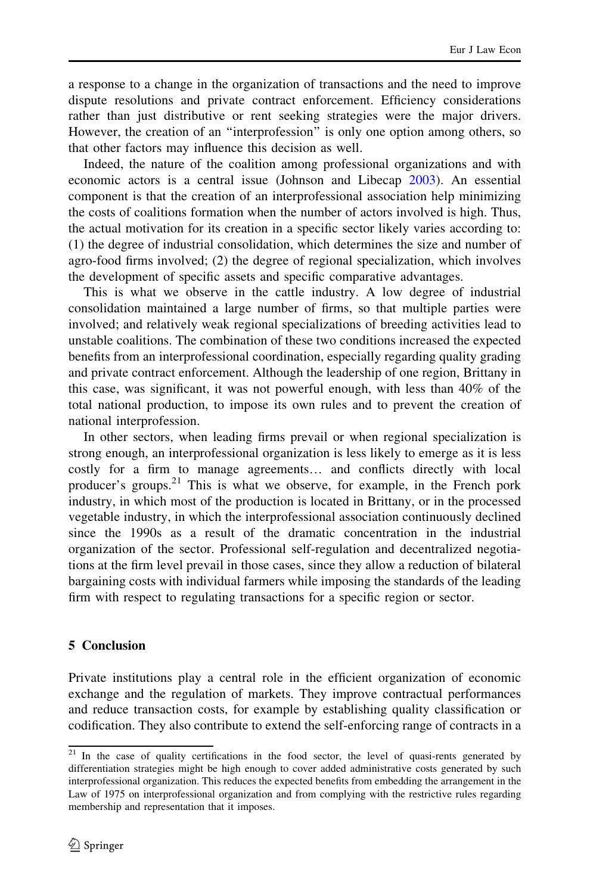a response to a change in the organization of transactions and the need to improve dispute resolutions and private contract enforcement. Efficiency considerations rather than just distributive or rent seeking strategies were the major drivers. However, the creation of an "interprofession" is only one option among others, so that other factors may influence this decision as well.

Indeed, the nature of the coalition among professional organizations and with economic actors is a central issue (Johnson and Libecap 2003). An essential component is that the creation of an interprofessional association help minimizing the costs of coalitions formation when the number of actors involved is high. Thus, the actual motivation for its creation in a specific sector likely varies according to: (1) the degree of industrial consolidation, which determines the size and number of agro-food firms involved; (2) the degree of regional specialization, which involves the development of specific assets and specific comparative advantages.

This is what we observe in the cattle industry. A low degree of industrial consolidation maintained a large number of firms, so that multiple parties were involved; and relatively weak regional specializations of breeding activities lead to unstable coalitions. The combination of these two conditions increased the expected benefits from an interprofessional coordination, especially regarding quality grading and private contract enforcement. Although the leadership of one region, Brittany in this case, was significant, it was not powerful enough, with less than 40% of the total national production, to impose its own rules and to prevent the creation of national interprofession.

In other sectors, when leading firms prevail or when regional specialization is strong enough, an interprofessional organization is less likely to emerge as it is less costly for a firm to manage agreements… and conflicts directly with local producer's groups.[21] This is what we observe, for example, in the French pork industry, in which most of the production is located in Brittany, or in the processed vegetable industry, in which the interprofessional association continuously declined since the 1990s as a result of the dramatic concentration in the industrial organization of the sector. Professional self-regulation and decentralized negotiations at the firm level prevail in those cases, since they allow a reduction of bilateral bargaining costs with individual farmers while imposing the standards of the leading firm with respect to regulating transactions for a specific region or sector.

## 5 Conclusion

Private institutions play a central role in the efficient organization of economic exchange and the regulation of markets. They improve contractual performances and reduce transaction costs, for example by establishing quality classification or codification. They also contribute to extend the self-enforcing range of contracts in a

[21] In the case of quality certifications in the food sector, the level of quasi-rents generated by differentiation strategies might be high enough to cover added administrative costs generated by such interprofessional organization. This reduces the expected benefits from embedding the arrangement in the Law of 1975 on interprofessional organization and from complying with the restrictive rules regarding membership and representation that it imposes.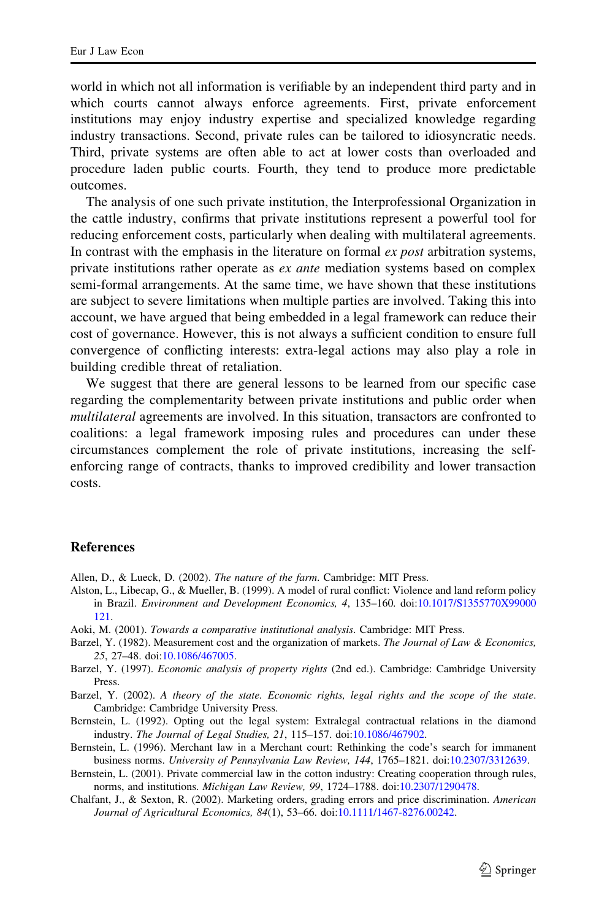world in which not all information is verifiable by an independent third party and in which courts cannot always enforce agreements. First, private enforcement institutions may enjoy industry expertise and specialized knowledge regarding industry transactions. Second, private rules can be tailored to idiosyncratic needs. Third, private systems are often able to act at lower costs than overloaded and procedure laden public courts. Fourth, they tend to produce more predictable outcomes.

The analysis of one such private institution, the Interprofessional Organization in the cattle industry, confirms that private institutions represent a powerful tool for reducing enforcement costs, particularly when dealing with multilateral agreements. In contrast with the emphasis in the literature on formal *ex post* arbitration systems, private institutions rather operate as *ex ante* mediation systems based on complex semi-formal arrangements. At the same time, we have shown that these institutions are subject to severe limitations when multiple parties are involved. Taking this into account, we have argued that being embedded in a legal framework can reduce their cost of governance. However, this is not always a sufficient condition to ensure full convergence of conflicting interests: extra-legal actions may also play a role in building credible threat of retaliation.

We suggest that there are general lessons to be learned from our specific case regarding the complementarity between private institutions and public order when *multilateral* agreements are involved. In this situation, transactors are confronted to coalitions: a legal framework imposing rules and procedures can under these circumstances complement the role of private institutions, increasing the self-enforcing range of contracts, thanks to improved credibility and lower transaction costs.

## References

Allen, D., & Lueck, D. (2002). *The nature of the farm*. Cambridge: MIT Press.

Alston, L., Libecap, G., & Mueller, B. (1999). A model of rural conflict: Violence and land reform policy in Brazil. *Environment and Development Economics, 4*, 135–160. doi:10.1017/S1355770X99000121.

Aoki, M. (2001). *Towards a comparative institutional analysis*. Cambridge: MIT Press.

Barzel, Y. (1982). Measurement cost and the organization of markets. *The Journal of Law & Economics, 25*, 27–48. doi:10.1086/467005.

Barzel, Y. (1997). *Economic analysis of property rights* (2nd ed.). Cambridge: Cambridge University Press.

Barzel, Y. (2002). *A theory of the state. Economic rights, legal rights and the scope of the state*. Cambridge: Cambridge University Press.

Bernstein, L. (1992). Opting out the legal system: Extralegal contractual relations in the diamond industry. *The Journal of Legal Studies, 21*, 115–157. doi:10.1086/467902.

Bernstein, L. (1996). Merchant law in a Merchant court: Rethinking the code's search for immanent business norms. *University of Pennsylvania Law Review, 144*, 1765–1821. doi:10.2307/3312639.

Bernstein, L. (2001). Private commercial law in the cotton industry: Creating cooperation through rules, norms, and institutions. *Michigan Law Review, 99*, 1724–1788. doi:10.2307/1290478.

Chalfant, J., & Sexton, R. (2002). Marketing orders, grading errors and price discrimination. *American Journal of Agricultural Economics, 84*(1), 53–66. doi:10.1111/1467-8276.00242.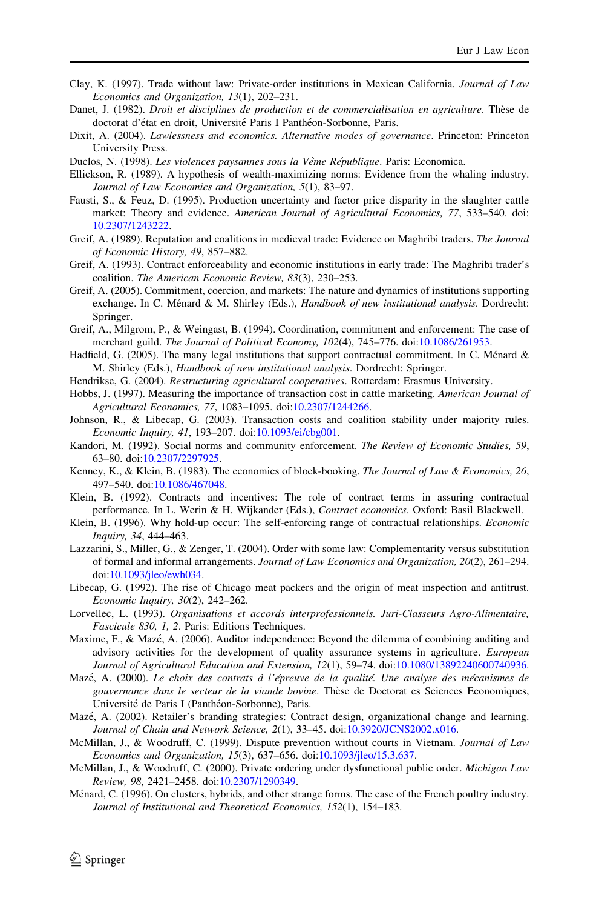Clay, K. (1997). Trade without law: Private-order institutions in Mexican California. *Journal of Law Economics and Organization, 13*(1), 202–231.

Danet, J. (1982). *Droit et disciplines de production et de commercialisation en agriculture*. Thèse de doctorat d'état en droit, Université Paris I Panthéon-Sorbonne, Paris.

Dixit, A. (2004). *Lawlessness and economics. Alternative modes of governance*. Princeton: Princeton University Press.

Duclos, N. (1998). *Les violences paysannes sous la Vème République*. Paris: Economica.

Ellickson, R. (1989). A hypothesis of wealth-maximizing norms: Evidence from the whaling industry. *Journal of Law Economics and Organization, 5*(1), 83–97.

Fausti, S., & Feuz, D. (1995). Production uncertainty and factor price disparity in the slaughter cattle market: Theory and evidence. *American Journal of Agricultural Economics, 77*, 533–540. doi:10.2307/1243222.

Greif, A. (1989). Reputation and coalitions in medieval trade: Evidence on Maghribi traders. *The Journal of Economic History, 49*, 857–882.

Greif, A. (1993). Contract enforceability and economic institutions in early trade: The Maghribi trader's coalition. *The American Economic Review, 83*(3), 230–253.

Greif, A. (2005). Commitment, coercion, and markets: The nature and dynamics of institutions supporting exchange. In C. Ménard & M. Shirley (Eds.), *Handbook of new institutional analysis*. Dordrecht: Springer.

Greif, A., Milgrom, P., & Weingast, B. (1994). Coordination, commitment and enforcement: The case of merchant guild. *The Journal of Political Economy, 102*(4), 745–776. doi:10.1086/261953.

Hadfield, G. (2005). The many legal institutions that support contractual commitment. In C. Ménard & M. Shirley (Eds.), *Handbook of new institutional analysis*. Dordrecht: Springer.

Hendrikse, G. (2004). *Restructuring agricultural cooperatives*. Rotterdam: Erasmus University.

Hobbs, J. (1997). Measuring the importance of transaction cost in cattle marketing. *American Journal of Agricultural Economics, 77*, 1083–1095. doi:10.2307/1244266.

Johnson, R., & Libecap, G. (2003). Transaction costs and coalition stability under majority rules. *Economic Inquiry, 41*, 193–207. doi:10.1093/ei/cbg001.

Kandori, M. (1992). Social norms and community enforcement. *The Review of Economic Studies, 59*, 63–80. doi:10.2307/2297925.

Kenney, K., & Klein, B. (1983). The economics of block-booking. *The Journal of Law & Economics, 26*, 497–540. doi:10.1086/467048.

Klein, B. (1992). Contracts and incentives: The role of contract terms in assuring contractual performance. In L. Werin & H. Wijkander (Eds.), *Contract economics*. Oxford: Basil Blackwell.

Klein, B. (1996). Why hold-up occur: The self-enforcing range of contractual relationships. *Economic Inquiry, 34*, 444–463.

Lazzarini, S., Miller, G., & Zenger, T. (2004). Order with some law: Complementarity versus substitution of formal and informal arrangements. *Journal of Law Economics and Organization, 20*(2), 261–294. doi:10.1093/jleo/ewh034.

Libecap, G. (1992). The rise of Chicago meat packers and the origin of meat inspection and antitrust. *Economic Inquiry, 30*(2), 242–262.

Lorvellec, L. (1993). *Organisations et accords interprofessionnels. Juri-Classeurs Agro-Alimentaire, Fascicule 830, 1, 2*. Paris: Editions Techniques.

Maxime, F., & Mazé, A. (2006). Auditor independence: Beyond the dilemma of combining auditing and advisory activities for the development of quality assurance systems in agriculture. *European Journal of Agricultural Education and Extension, 12*(1), 59–74. doi:10.1080/13892240600740936.

Mazé, A. (2000). *Le choix des contrats à l'épreuve de la qualité. Une analyse des mécanismes de gouvernance dans le secteur de la viande bovine*. Thèse de Doctorat es Sciences Economiques, Université de Paris I (Panthéon-Sorbonne), Paris.

Mazé, A. (2002). Retailer's branding strategies: Contract design, organizational change and learning. *Journal of Chain and Network Science, 2*(1), 33–45. doi:10.3920/JCNS2002.x016.

McMillan, J., & Woodruff, C. (1999). Dispute prevention without courts in Vietnam. *Journal of Law Economics and Organization, 15*(3), 637–656. doi:10.1093/jleo/15.3.637.

McMillan, J., & Woodruff, C. (2000). Private ordering under dysfunctional public order. *Michigan Law Review, 98*, 2421–2458. doi:10.2307/1290349.

Ménard, C. (1996). On clusters, hybrids, and other strange forms. The case of the French poultry industry. *Journal of Institutional and Theoretical Economics, 152*(1), 154–183.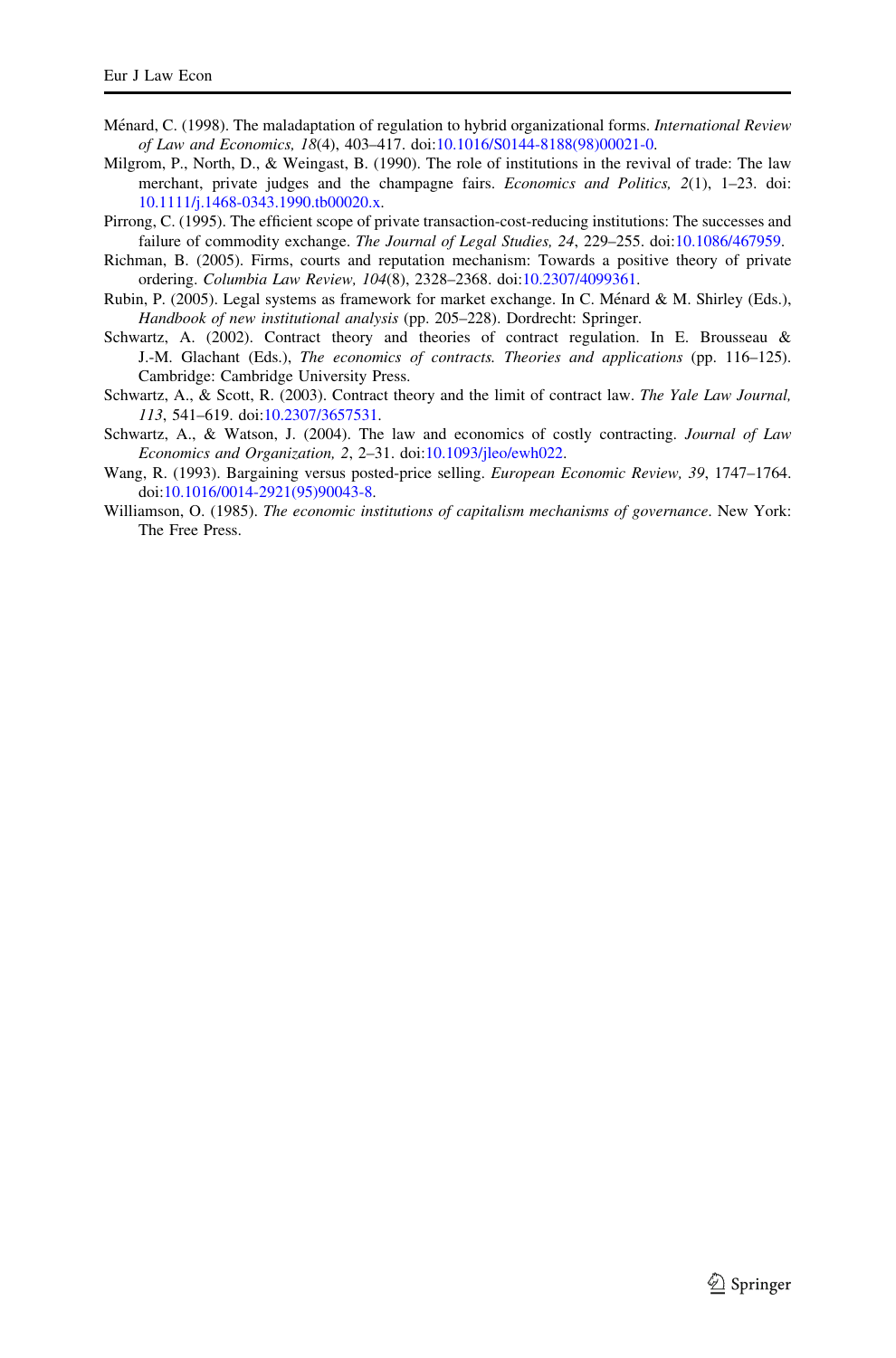Ménard, C. (1998). The maladaptation of regulation to hybrid organizational forms. *International Review of Law and Economics, 18*(4), 403–417. doi:10.1016/S0144-8188(98)00021-0.

Milgrom, P., North, D., & Weingast, B. (1990). The role of institutions in the revival of trade: The law merchant, private judges and the champagne fairs. *Economics and Politics, 2*(1), 1–23. doi:10.1111/j.1468-0343.1990.tb00020.x.

Pirrong, C. (1995). The efficient scope of private transaction-cost-reducing institutions: The successes and failure of commodity exchange. *The Journal of Legal Studies, 24*, 229–255. doi:10.1086/467959.

Richman, B. (2005). Firms, courts and reputation mechanism: Towards a positive theory of private ordering. *Columbia Law Review, 104*(8), 2328–2368. doi:10.2307/4099361.

Rubin, P. (2005). Legal systems as framework for market exchange. In C. Ménard & M. Shirley (Eds.), *Handbook of new institutional analysis* (pp. 205–228). Dordrecht: Springer.

Schwartz, A. (2002). Contract theory and theories of contract regulation. In E. Brousseau & J.-M. Glachant (Eds.), *The economics of contracts. Theories and applications* (pp. 116–125). Cambridge: Cambridge University Press.

Schwartz, A., & Scott, R. (2003). Contract theory and the limit of contract law. *The Yale Law Journal, 113*, 541–619. doi:10.2307/3657531.

Schwartz, A., & Watson, J. (2004). The law and economics of costly contracting. *Journal of Law Economics and Organization, 2*, 2–31. doi:10.1093/jleo/ewh022.

Wang, R. (1993). Bargaining versus posted-price selling. *European Economic Review, 39*, 1747–1764. doi:10.1016/0014-2921(95)90043-8.

Williamson, O. (1985). *The economic institutions of capitalism mechanisms of governance*. New York: The Free Press.